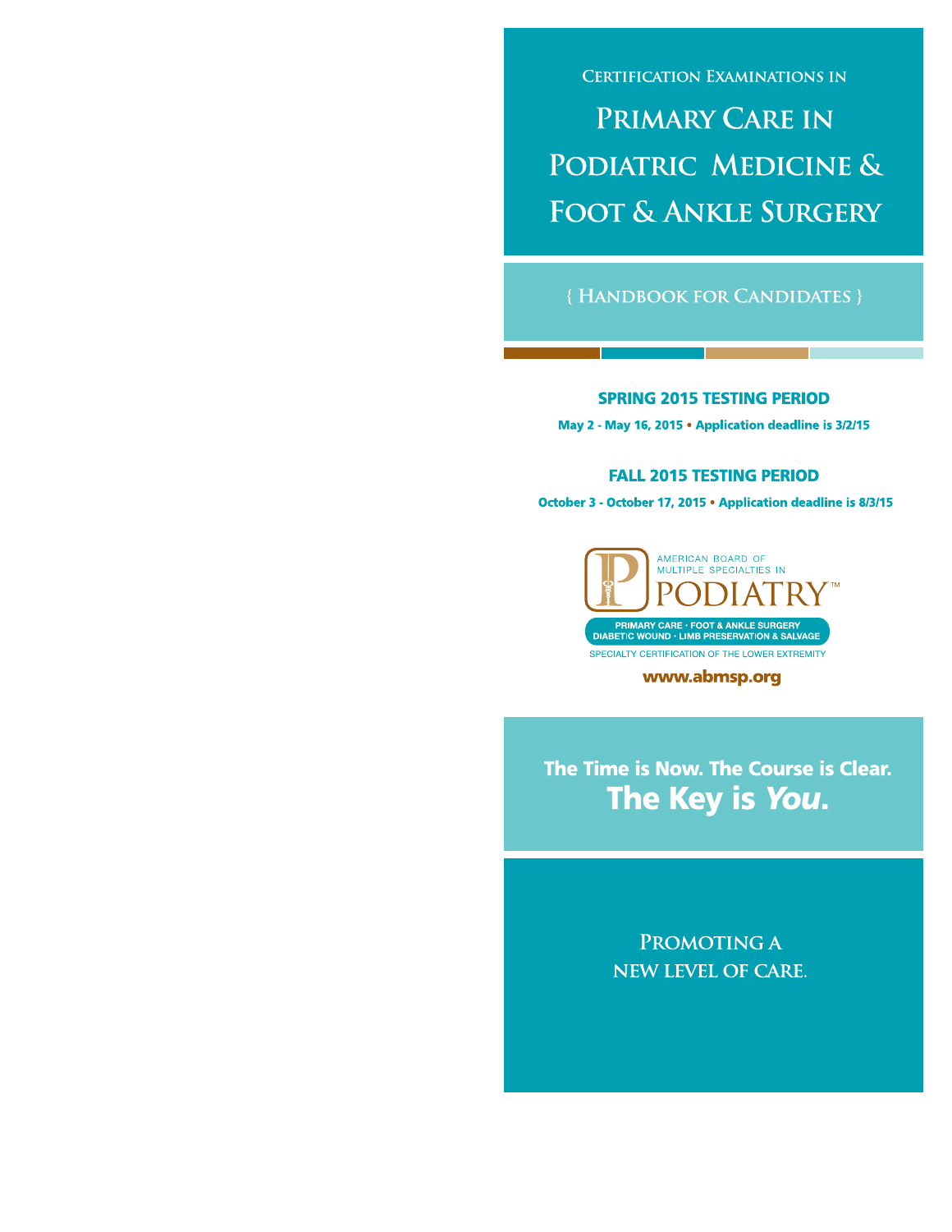Certification Examinations in

# Primary Care in Podiatric Medicine & Foot & Ankle Surgery

{ Handbook for Candidates }

## SPRING 2015 TESTING PERIOD

**May 2 - May 16, 2015 • Application deadline is 3/2/15**

## FALL 2015 TESTING PERIOD

**October 3 - October 17, 2015 • Application deadline is 8/3/15**

AMERICAN BOARD OF MULTIPLE SPECIALTIES IN PODIATRY™

PRIMARY CARE · FOOT & ANKLE SURGERY
DIABETIC WOUND · LIMB PRESERVATION & SALVAGE

SPECIALTY CERTIFICATION OF THE LOWER EXTREMITY

**www.abmsp.org**

**The Time is Now. The Course is Clear.**
**The Key is *You*.**

**Promoting a new level of care.**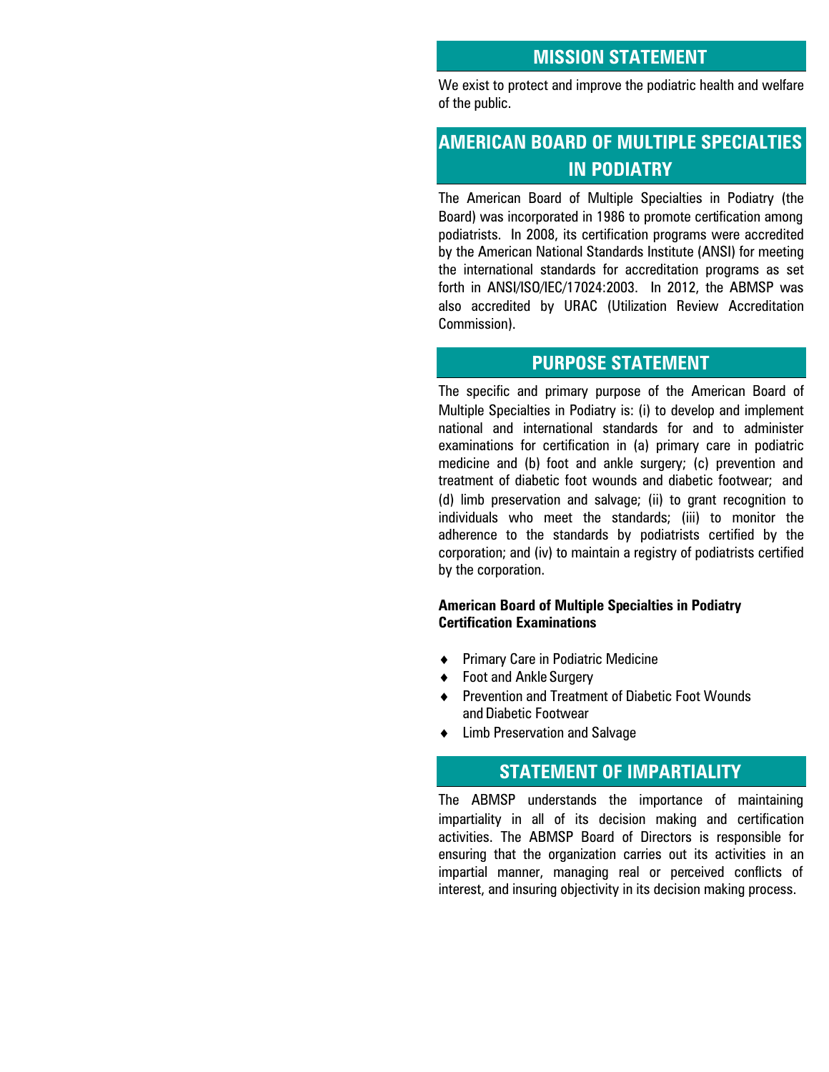## MISSION STATEMENT

We exist to protect and improve the podiatric health and welfare of the public.

## AMERICAN BOARD OF MULTIPLE SPECIALTIES IN PODIATRY

The American Board of Multiple Specialties in Podiatry (the Board) was incorporated in 1986 to promote certification among podiatrists. In 2008, its certification programs were accredited by the American National Standards Institute (ANSI) for meeting the international standards for accreditation programs as set forth in ANSI/ISO/IEC/17024:2003. In 2012, the ABMSP was also accredited by URAC (Utilization Review Accreditation Commission).

## PURPOSE STATEMENT

The specific and primary purpose of the American Board of Multiple Specialties in Podiatry is: (i) to develop and implement national and international standards for and to administer examinations for certification in (a) primary care in podiatric medicine and (b) foot and ankle surgery; (c) prevention and treatment of diabetic foot wounds and diabetic footwear; and (d) limb preservation and salvage; (ii) to grant recognition to individuals who meet the standards; (iii) to monitor the adherence to the standards by podiatrists certified by the corporation; and (iv) to maintain a registry of podiatrists certified by the corporation.

**American Board of Multiple Specialties in Podiatry Certification Examinations**

- Primary Care in Podiatric Medicine
- Foot and Ankle Surgery
- Prevention and Treatment of Diabetic Foot Wounds and Diabetic Footwear
- Limb Preservation and Salvage

## STATEMENT OF IMPARTIALITY

The ABMSP understands the importance of maintaining impartiality in all of its decision making and certification activities. The ABMSP Board of Directors is responsible for ensuring that the organization carries out its activities in an impartial manner, managing real or perceived conflicts of interest, and insuring objectivity in its decision making process.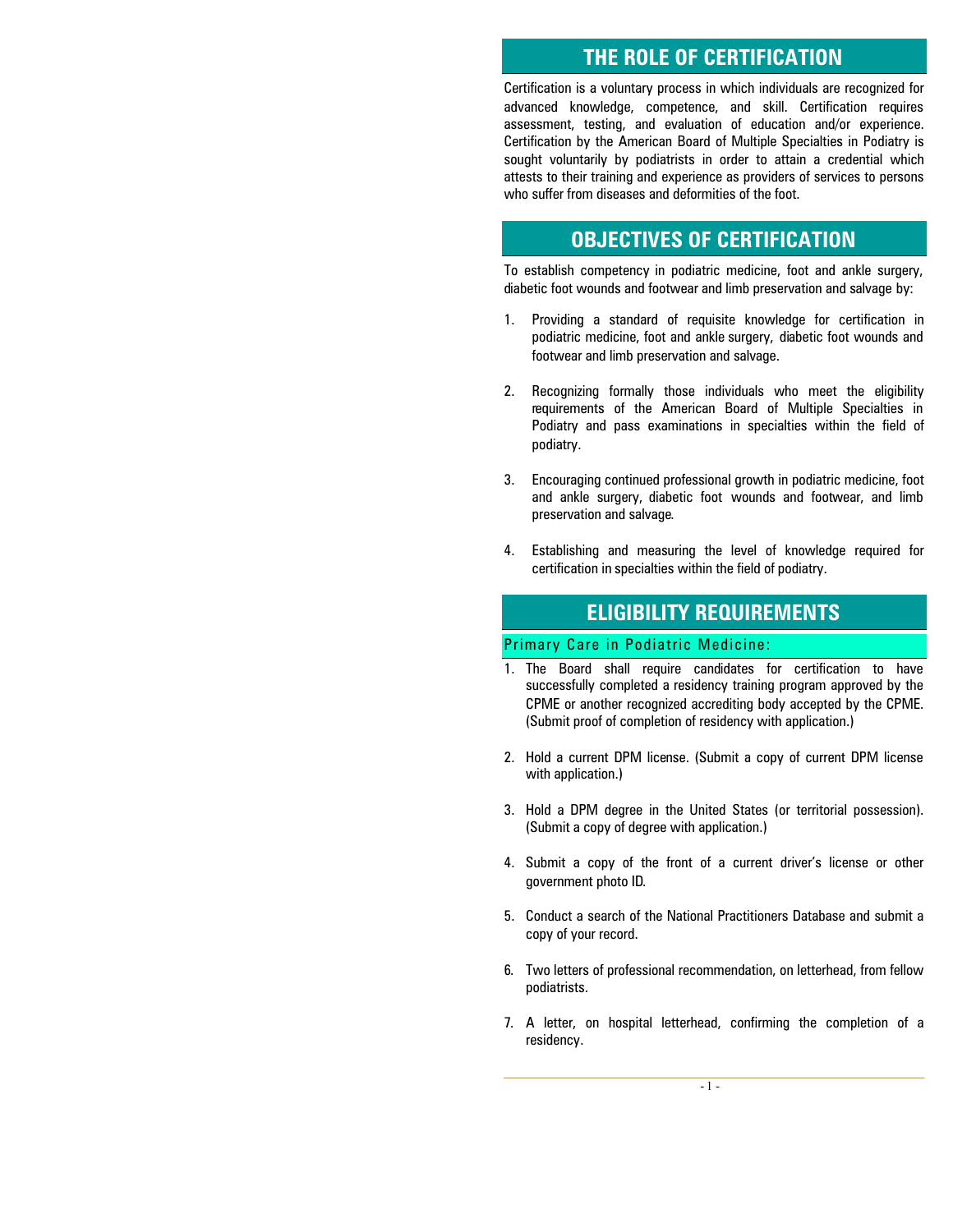## THE ROLE OF CERTIFICATION

Certification is a voluntary process in which individuals are recognized for advanced knowledge, competence, and skill. Certification requires assessment, testing, and evaluation of education and/or experience. Certification by the American Board of Multiple Specialties in Podiatry is sought voluntarily by podiatrists in order to attain a credential which attests to their training and experience as providers of services to persons who suffer from diseases and deformities of the foot.

## OBJECTIVES OF CERTIFICATION

To establish competency in podiatric medicine, foot and ankle surgery, diabetic foot wounds and footwear and limb preservation and salvage by:

1. Providing a standard of requisite knowledge for certification in podiatric medicine, foot and ankle surgery, diabetic foot wounds and footwear and limb preservation and salvage.

2. Recognizing formally those individuals who meet the eligibility requirements of the American Board of Multiple Specialties in Podiatry and pass examinations in specialties within the field of podiatry.

3. Encouraging continued professional growth in podiatric medicine, foot and ankle surgery, diabetic foot wounds and footwear, and limb preservation and salvage.

4. Establishing and measuring the level of knowledge required for certification in specialties within the field of podiatry.

## ELIGIBILITY REQUIREMENTS

### Primary Care in Podiatric Medicine:

1. The Board shall require candidates for certification to have successfully completed a residency training program approved by the CPME or another recognized accrediting body accepted by the CPME. (Submit proof of completion of residency with application.)

2. Hold a current DPM license. (Submit a copy of current DPM license with application.)

3. Hold a DPM degree in the United States (or territorial possession). (Submit a copy of degree with application.)

4. Submit a copy of the front of a current driver's license or other government photo ID.

5. Conduct a search of the National Practitioners Database and submit a copy of your record.

6. Two letters of professional recommendation, on letterhead, from fellow podiatrists.

7. A letter, on hospital letterhead, confirming the completion of a residency.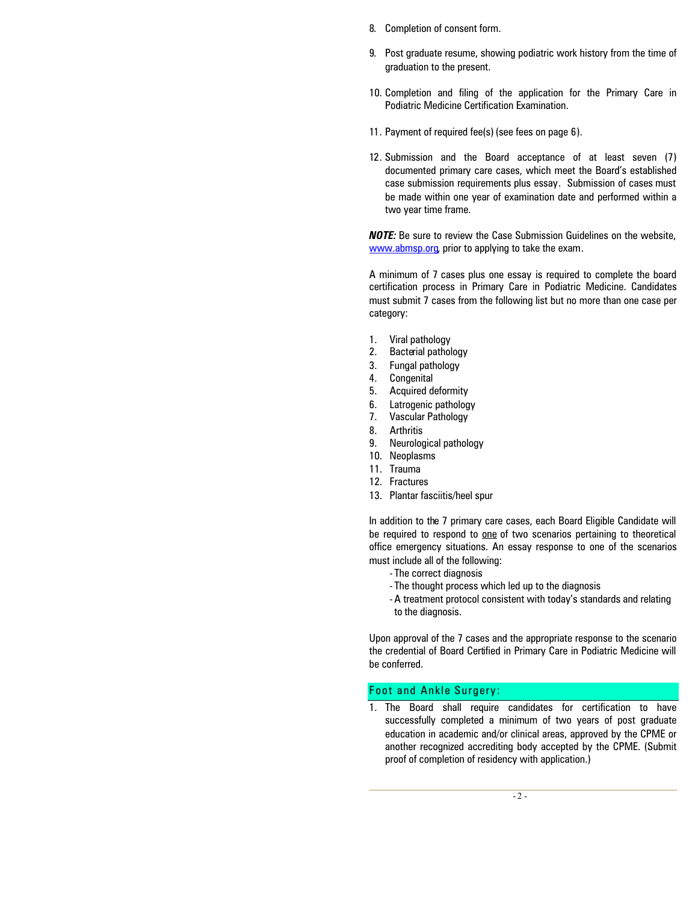8. Completion of consent form.

9. Post graduate resume, showing podiatric work history from the time of graduation to the present.

10. Completion and filing of the application for the Primary Care in Podiatric Medicine Certification Examination.

11. Payment of required fee(s) (see fees on page 6).

12. Submission and the Board acceptance of at least seven (7) documented primary care cases, which meet the Board's established case submission requirements plus essay. Submission of cases must be made within one year of examination date and performed within a two year time frame.

***NOTE:*** Be sure to review the Case Submission Guidelines on the website, www.abmsp.org, prior to applying to take the exam.

A minimum of 7 cases plus one essay is required to complete the board certification process in Primary Care in Podiatric Medicine. Candidates must submit 7 cases from the following list but no more than one case per category:

1. Viral pathology
2. Bacterial pathology
3. Fungal pathology
4. Congenital
5. Acquired deformity
6. Latrogenic pathology
7. Vascular Pathology
8. Arthritis
9. Neurological pathology
10. Neoplasms
11. Trauma
12. Fractures
13. Plantar fasciitis/heel spur

In addition to the 7 primary care cases, each Board Eligible Candidate will be required to respond to one of two scenarios pertaining to theoretical office emergency situations. An essay response to one of the scenarios must include all of the following:

- The correct diagnosis
- The thought process which led up to the diagnosis
- A treatment protocol consistent with today's standards and relating to the diagnosis.

Upon approval of the 7 cases and the appropriate response to the scenario the credential of Board Certified in Primary Care in Podiatric Medicine will be conferred.

## Foot and Ankle Surgery:

1. The Board shall require candidates for certification to have successfully completed a minimum of two years of post graduate education in academic and/or clinical areas, approved by the CPME or another recognized accrediting body accepted by the CPME. (Submit proof of completion of residency with application.)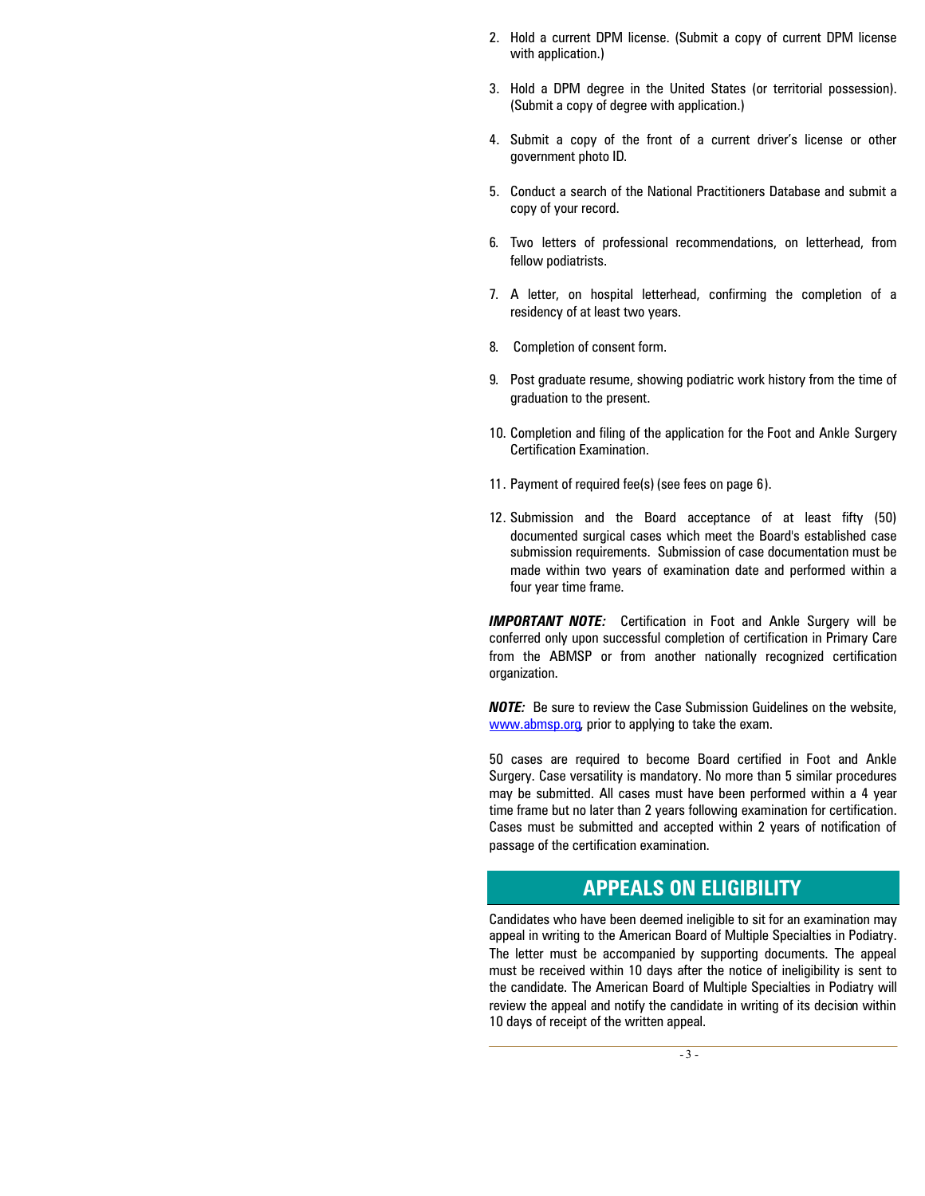2. Hold a current DPM license. (Submit a copy of current DPM license with application.)

3. Hold a DPM degree in the United States (or territorial possession). (Submit a copy of degree with application.)

4. Submit a copy of the front of a current driver's license or other government photo ID.

5. Conduct a search of the National Practitioners Database and submit a copy of your record.

6. Two letters of professional recommendations, on letterhead, from fellow podiatrists.

7. A letter, on hospital letterhead, confirming the completion of a residency of at least two years.

8. Completion of consent form.

9. Post graduate resume, showing podiatric work history from the time of graduation to the present.

10. Completion and filing of the application for the Foot and Ankle Surgery Certification Examination.

11. Payment of required fee(s) (see fees on page 6).

12. Submission and the Board acceptance of at least fifty (50) documented surgical cases which meet the Board's established case submission requirements. Submission of case documentation must be made within two years of examination date and performed within a four year time frame.

***IMPORTANT NOTE:*** Certification in Foot and Ankle Surgery will be conferred only upon successful completion of certification in Primary Care from the ABMSP or from another nationally recognized certification organization.

***NOTE:*** Be sure to review the Case Submission Guidelines on the website, www.abmsp.org, prior to applying to take the exam.

50 cases are required to become Board certified in Foot and Ankle Surgery. Case versatility is mandatory. No more than 5 similar procedures may be submitted. All cases must have been performed within a 4 year time frame but no later than 2 years following examination for certification. Cases must be submitted and accepted within 2 years of notification of passage of the certification examination.

## APPEALS ON ELIGIBILITY

Candidates who have been deemed ineligible to sit for an examination may appeal in writing to the American Board of Multiple Specialties in Podiatry. The letter must be accompanied by supporting documents. The appeal must be received within 10 days after the notice of ineligibility is sent to the candidate. The American Board of Multiple Specialties in Podiatry will review the appeal and notify the candidate in writing of its decision within 10 days of receipt of the written appeal.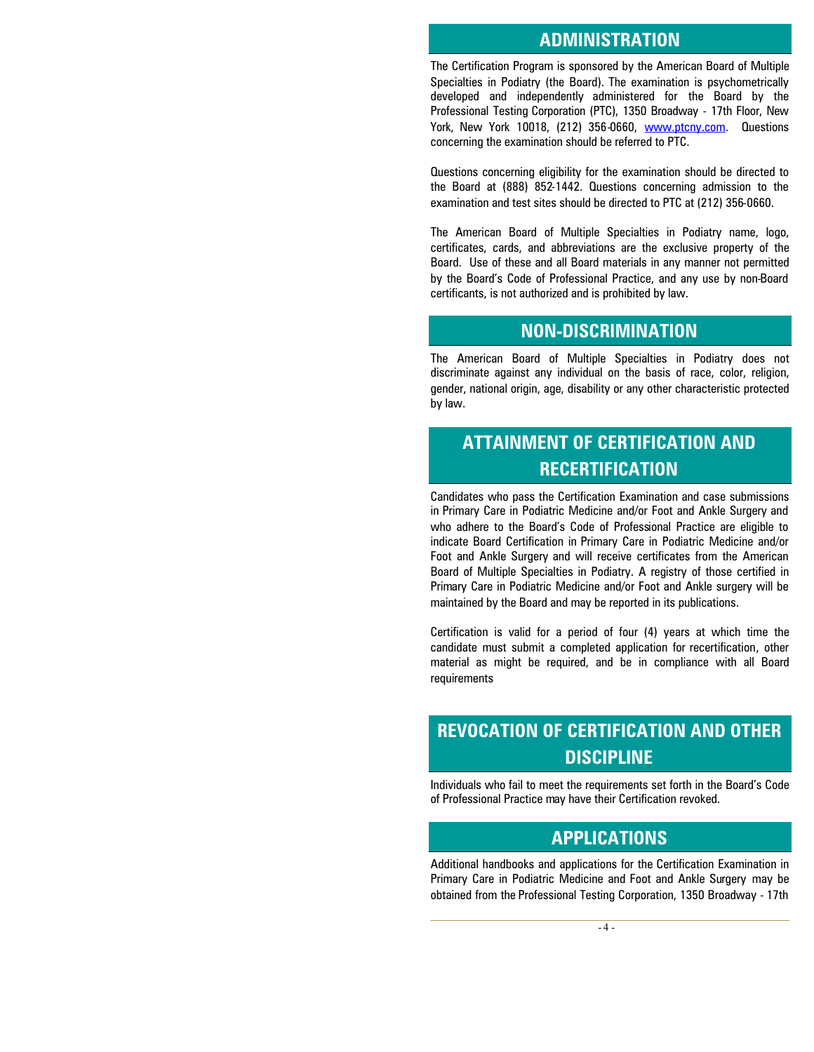## ADMINISTRATION

The Certification Program is sponsored by the American Board of Multiple Specialties in Podiatry (the Board). The examination is psychometrically developed and independently administered for the Board by the Professional Testing Corporation (PTC), 1350 Broadway - 17th Floor, New York, New York 10018, (212) 356-0660, www.ptcny.com. Questions concerning the examination should be referred to PTC.

Questions concerning eligibility for the examination should be directed to the Board at (888) 852-1442. Questions concerning admission to the examination and test sites should be directed to PTC at (212) 356-0660.

The American Board of Multiple Specialties in Podiatry name, logo, certificates, cards, and abbreviations are the exclusive property of the Board. Use of these and all Board materials in any manner not permitted by the Board's Code of Professional Practice, and any use by non-Board certificants, is not authorized and is prohibited by law.

## NON-DISCRIMINATION

The American Board of Multiple Specialties in Podiatry does not discriminate against any individual on the basis of race, color, religion, gender, national origin, age, disability or any other characteristic protected by law.

## ATTAINMENT OF CERTIFICATION AND RECERTIFICATION

Candidates who pass the Certification Examination and case submissions in Primary Care in Podiatric Medicine and/or Foot and Ankle Surgery and who adhere to the Board's Code of Professional Practice are eligible to indicate Board Certification in Primary Care in Podiatric Medicine and/or Foot and Ankle Surgery and will receive certificates from the American Board of Multiple Specialties in Podiatry. A registry of those certified in Primary Care in Podiatric Medicine and/or Foot and Ankle surgery will be maintained by the Board and may be reported in its publications.

Certification is valid for a period of four (4) years at which time the candidate must submit a completed application for recertification, other material as might be required, and be in compliance with all Board requirements

## REVOCATION OF CERTIFICATION AND OTHER DISCIPLINE

Individuals who fail to meet the requirements set forth in the Board's Code of Professional Practice may have their Certification revoked.

## APPLICATIONS

Additional handbooks and applications for the Certification Examination in Primary Care in Podiatric Medicine and Foot and Ankle Surgery may be obtained from the Professional Testing Corporation, 1350 Broadway - 17th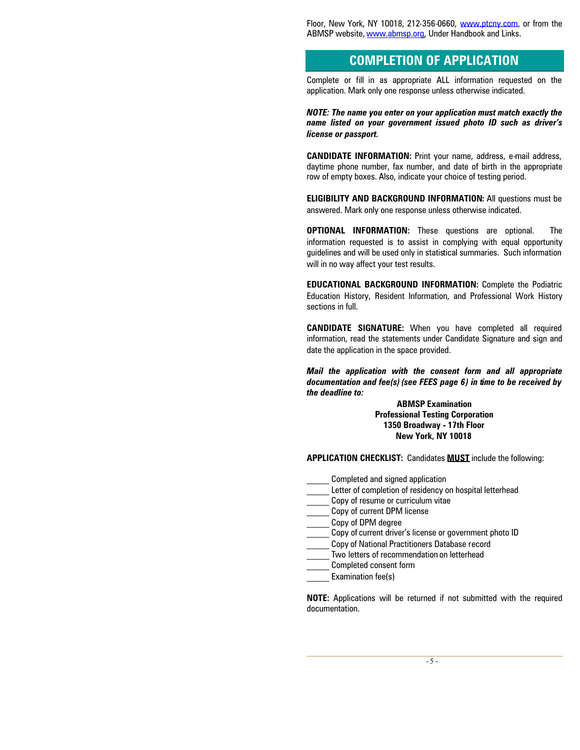Floor, New York, NY 10018, 212-356-0660, www.ptcny.com, or from the ABMSP website, www.abmsp.org, Under Handbook and Links.

## COMPLETION OF APPLICATION

Complete or fill in as appropriate ALL information requested on the application. Mark only one response unless otherwise indicated.

***NOTE: The name you enter on your application must match exactly the name listed on your government issued photo ID such as driver's license or passport.***

**CANDIDATE INFORMATION:** Print your name, address, e-mail address, daytime phone number, fax number, and date of birth in the appropriate row of empty boxes. Also, indicate your choice of testing period.

**ELIGIBILITY AND BACKGROUND INFORMATION:** All questions must be answered. Mark only one response unless otherwise indicated.

**OPTIONAL INFORMATION:** These questions are optional. The information requested is to assist in complying with equal opportunity guidelines and will be used only in statistical summaries. Such information will in no way affect your test results.

**EDUCATIONAL BACKGROUND INFORMATION:** Complete the Podiatric Education History, Resident Information, and Professional Work History sections in full.

**CANDIDATE SIGNATURE:** When you have completed all required information, read the statements under Candidate Signature and sign and date the application in the space provided.

***Mail the application with the consent form and all appropriate documentation and fee(s) (see FEES page 6) in time to be received by the deadline to:***

**ABMSP Examination**
**Professional Testing Corporation**
**1350 Broadway - 17th Floor**
**New York, NY 10018**

**APPLICATION CHECKLIST:** Candidates **MUST** include the following:

_____ Completed and signed application
_____ Letter of completion of residency on hospital letterhead
_____ Copy of resume or curriculum vitae
_____ Copy of current DPM license
_____ Copy of DPM degree
_____ Copy of current driver's license or government photo ID
_____ Copy of National Practitioners Database record
_____ Two letters of recommendation on letterhead
_____ Completed consent form
_____ Examination fee(s)

**NOTE:** Applications will be returned if not submitted with the required documentation.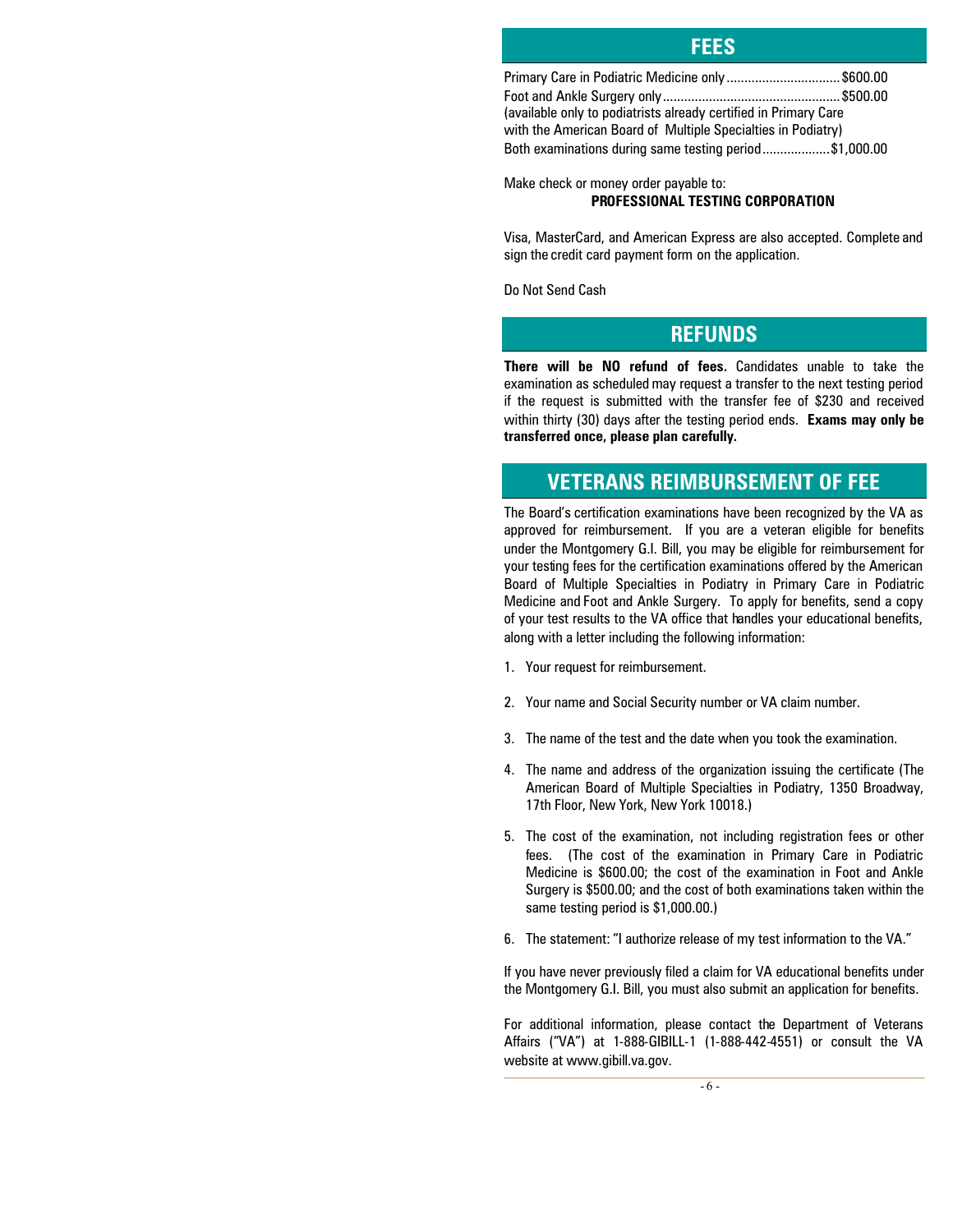## FEES

Primary Care in Podiatric Medicine only ................................ $600.00
Foot and Ankle Surgery only ................................................ $500.00
(available only to podiatrists already certified in Primary Care with the American Board of Multiple Specialties in Podiatry)
Both examinations during same testing period ................... $1,000.00

Make check or money order payable to:

**PROFESSIONAL TESTING CORPORATION**

Visa, MasterCard, and American Express are also accepted. Complete and sign the credit card payment form on the application.

Do Not Send Cash

## REFUNDS

**There will be NO refund of fees.** Candidates unable to take the examination as scheduled may request a transfer to the next testing period if the request is submitted with the transfer fee of $230 and received within thirty (30) days after the testing period ends. **Exams may only be transferred once, please plan carefully.**

## VETERANS REIMBURSEMENT OF FEE

The Board's certification examinations have been recognized by the VA as approved for reimbursement. If you are a veteran eligible for benefits under the Montgomery G.I. Bill, you may be eligible for reimbursement for your testing fees for the certification examinations offered by the American Board of Multiple Specialties in Podiatry in Primary Care in Podiatric Medicine and Foot and Ankle Surgery. To apply for benefits, send a copy of your test results to the VA office that handles your educational benefits, along with a letter including the following information:

1. Your request for reimbursement.
2. Your name and Social Security number or VA claim number.
3. The name of the test and the date when you took the examination.
4. The name and address of the organization issuing the certificate (The American Board of Multiple Specialties in Podiatry, 1350 Broadway, 17th Floor, New York, New York 10018.)
5. The cost of the examination, not including registration fees or other fees. (The cost of the examination in Primary Care in Podiatric Medicine is $600.00; the cost of the examination in Foot and Ankle Surgery is $500.00; and the cost of both examinations taken within the same testing period is $1,000.00.)
6. The statement: "I authorize release of my test information to the VA."

If you have never previously filed a claim for VA educational benefits under the Montgomery G.I. Bill, you must also submit an application for benefits.

For additional information, please contact the Department of Veterans Affairs ("VA") at 1-888-GIBILL-1 (1-888-442-4551) or consult the VA website at www.gibill.va.gov.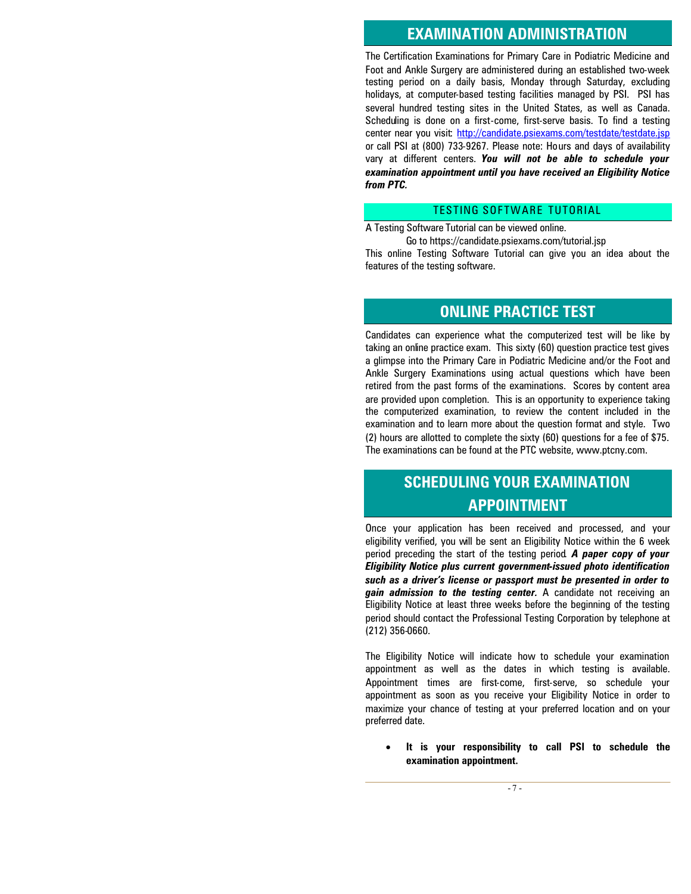## EXAMINATION ADMINISTRATION

The Certification Examinations for Primary Care in Podiatric Medicine and Foot and Ankle Surgery are administered during an established two-week testing period on a daily basis, Monday through Saturday, excluding holidays, at computer-based testing facilities managed by PSI. PSI has several hundred testing sites in the United States, as well as Canada. Scheduling is done on a first-come, first-serve basis. To find a testing center near you visit: http://candidate.psiexams.com/testdate/testdate.jsp or call PSI at (800) 733-9267. Please note: Hours and days of availability vary at different centers. ***You will not be able to schedule your examination appointment until you have received an Eligibility Notice from PTC.***

### TESTING SOFTWARE TUTORIAL

A Testing Software Tutorial can be viewed online.

Go to https://candidate.psiexams.com/tutorial.jsp

This online Testing Software Tutorial can give you an idea about the features of the testing software.

## ONLINE PRACTICE TEST

Candidates can experience what the computerized test will be like by taking an online practice exam. This sixty (60) question practice test gives a glimpse into the Primary Care in Podiatric Medicine and/or the Foot and Ankle Surgery Examinations using actual questions which have been retired from the past forms of the examinations. Scores by content area are provided upon completion. This is an opportunity to experience taking the computerized examination, to review the content included in the examination and to learn more about the question format and style. Two (2) hours are allotted to complete the sixty (60) questions for a fee of $75. The examinations can be found at the PTC website, www.ptcny.com.

## SCHEDULING YOUR EXAMINATION APPOINTMENT

Once your application has been received and processed, and your eligibility verified, you will be sent an Eligibility Notice within the 6 week period preceding the start of the testing period. ***A paper copy of your Eligibility Notice plus current government-issued photo identification such as a driver's license or passport must be presented in order to gain admission to the testing center.*** A candidate not receiving an Eligibility Notice at least three weeks before the beginning of the testing period should contact the Professional Testing Corporation by telephone at (212) 356-0660.

The Eligibility Notice will indicate how to schedule your examination appointment as well as the dates in which testing is available. Appointment times are first-come, first-serve, so schedule your appointment as soon as you receive your Eligibility Notice in order to maximize your chance of testing at your preferred location and on your preferred date.

- **It is your responsibility to call PSI to schedule the examination appointment.**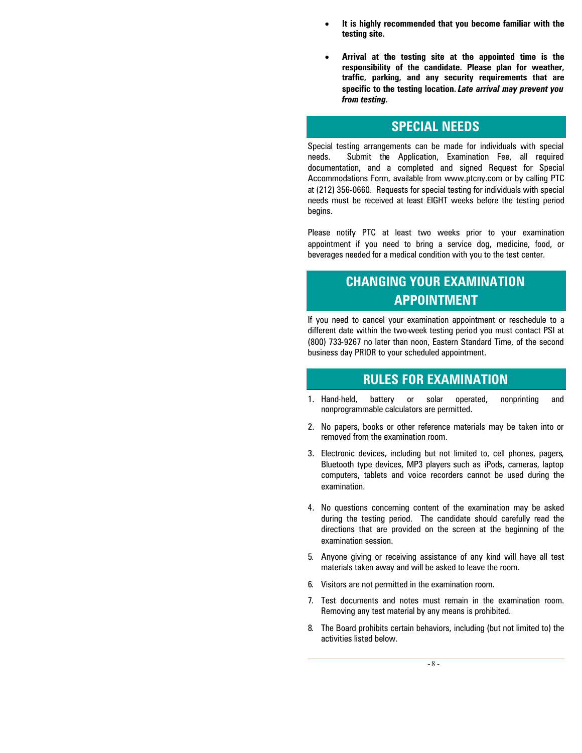- **It is highly recommended that you become familiar with the testing site.**

- **Arrival at the testing site at the appointed time is the responsibility of the candidate. Please plan for weather, traffic, parking, and any security requirements that are specific to the testing location.** ***Late arrival may prevent you from testing.***

## SPECIAL NEEDS

Special testing arrangements can be made for individuals with special needs. Submit the Application, Examination Fee, all required documentation, and a completed and signed Request for Special Accommodations Form, available from www.ptcny.com or by calling PTC at (212) 356-0660. Requests for special testing for individuals with special needs must be received at least EIGHT weeks before the testing period begins.

Please notify PTC at least two weeks prior to your examination appointment if you need to bring a service dog, medicine, food, or beverages needed for a medical condition with you to the test center.

## CHANGING YOUR EXAMINATION APPOINTMENT

If you need to cancel your examination appointment or reschedule to a different date within the two-week testing period you must contact PSI at (800) 733-9267 no later than noon, Eastern Standard Time, of the second business day PRIOR to your scheduled appointment.

## RULES FOR EXAMINATION

1. Hand-held, battery or solar operated, nonprinting and nonprogrammable calculators are permitted.

2. No papers, books or other reference materials may be taken into or removed from the examination room.

3. Electronic devices, including but not limited to, cell phones, pagers, Bluetooth type devices, MP3 players such as iPods, cameras, laptop computers, tablets and voice recorders cannot be used during the examination.

4. No questions concerning content of the examination may be asked during the testing period. The candidate should carefully read the directions that are provided on the screen at the beginning of the examination session.

5. Anyone giving or receiving assistance of any kind will have all test materials taken away and will be asked to leave the room.

6. Visitors are not permitted in the examination room.

7. Test documents and notes must remain in the examination room. Removing any test material by any means is prohibited.

8. The Board prohibits certain behaviors, including (but not limited to) the activities listed below.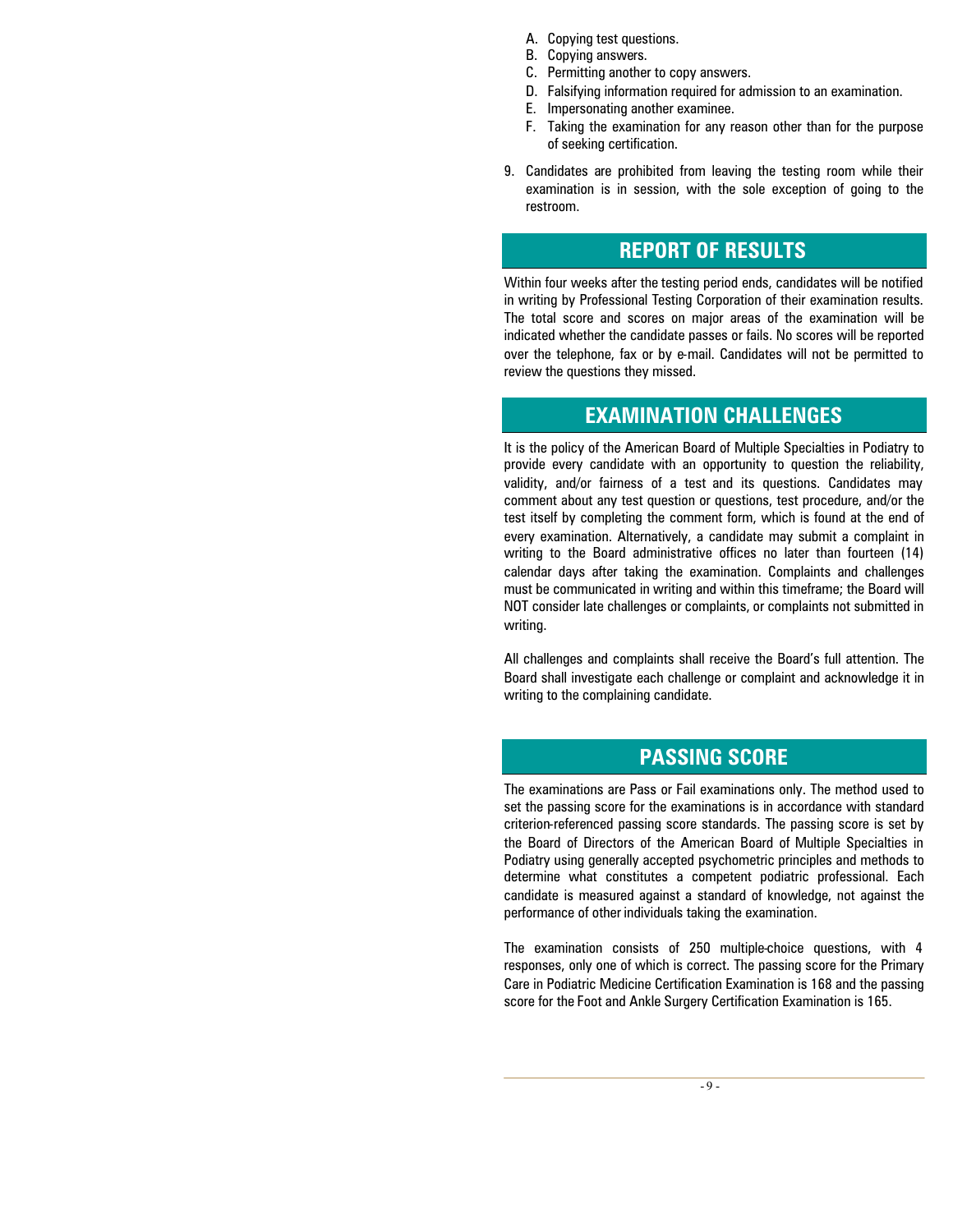A. Copying test questions.
B. Copying answers.
C. Permitting another to copy answers.
D. Falsifying information required for admission to an examination.
E. Impersonating another examinee.
F. Taking the examination for any reason other than for the purpose of seeking certification.

9. Candidates are prohibited from leaving the testing room while their examination is in session, with the sole exception of going to the restroom.

## REPORT OF RESULTS

Within four weeks after the testing period ends, candidates will be notified in writing by Professional Testing Corporation of their examination results. The total score and scores on major areas of the examination will be indicated whether the candidate passes or fails. No scores will be reported over the telephone, fax or by e-mail. Candidates will not be permitted to review the questions they missed.

## EXAMINATION CHALLENGES

It is the policy of the American Board of Multiple Specialties in Podiatry to provide every candidate with an opportunity to question the reliability, validity, and/or fairness of a test and its questions. Candidates may comment about any test question or questions, test procedure, and/or the test itself by completing the comment form, which is found at the end of every examination. Alternatively, a candidate may submit a complaint in writing to the Board administrative offices no later than fourteen (14) calendar days after taking the examination. Complaints and challenges must be communicated in writing and within this timeframe; the Board will NOT consider late challenges or complaints, or complaints not submitted in writing.

All challenges and complaints shall receive the Board's full attention. The Board shall investigate each challenge or complaint and acknowledge it in writing to the complaining candidate.

## PASSING SCORE

The examinations are Pass or Fail examinations only. The method used to set the passing score for the examinations is in accordance with standard criterion-referenced passing score standards. The passing score is set by the Board of Directors of the American Board of Multiple Specialties in Podiatry using generally accepted psychometric principles and methods to determine what constitutes a competent podiatric professional. Each candidate is measured against a standard of knowledge, not against the performance of other individuals taking the examination.

The examination consists of 250 multiple-choice questions, with 4 responses, only one of which is correct. The passing score for the Primary Care in Podiatric Medicine Certification Examination is 168 and the passing score for the Foot and Ankle Surgery Certification Examination is 165.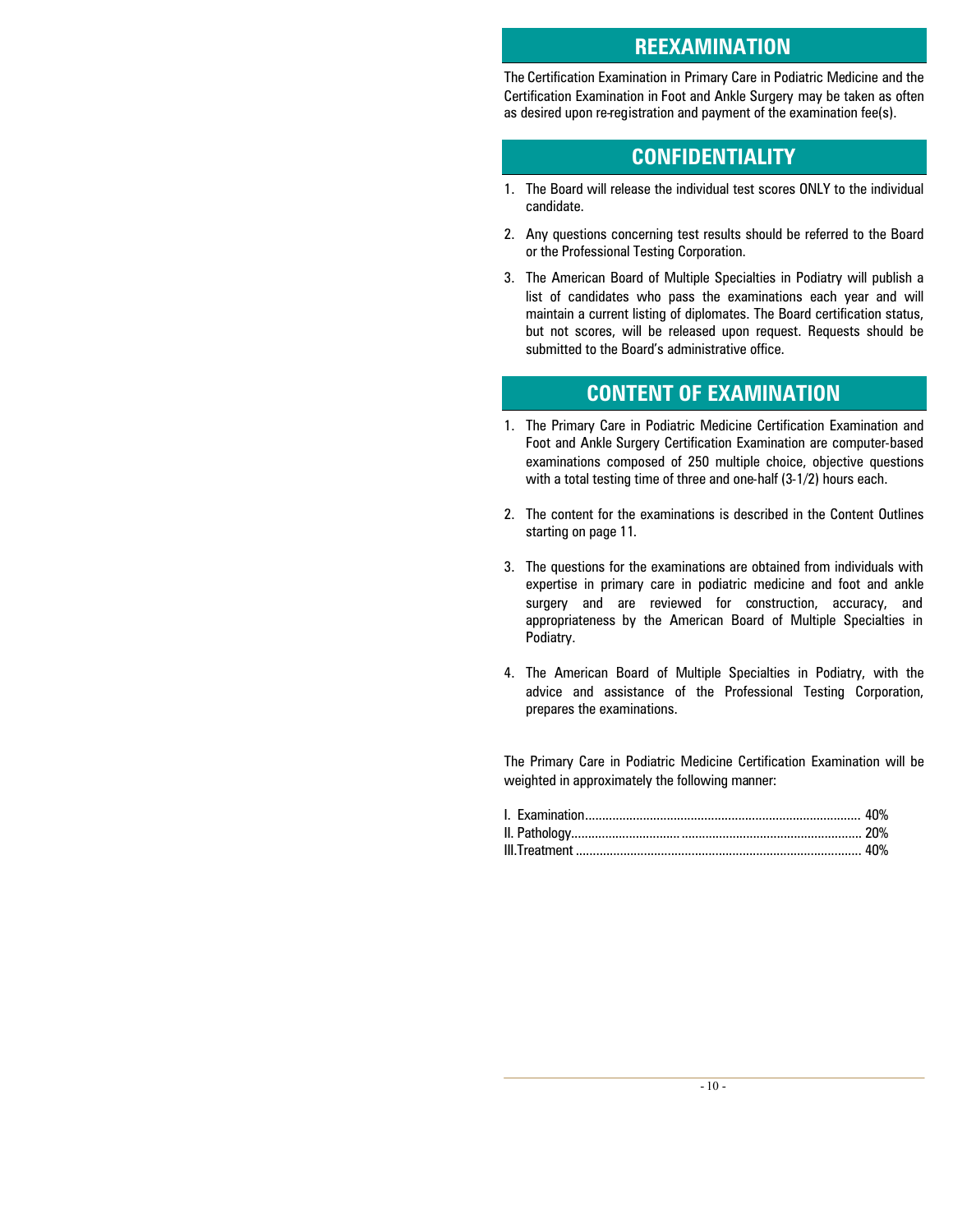## REEXAMINATION

The Certification Examination in Primary Care in Podiatric Medicine and the Certification Examination in Foot and Ankle Surgery may be taken as often as desired upon re-registration and payment of the examination fee(s).

## CONFIDENTIALITY

1. The Board will release the individual test scores ONLY to the individual candidate.
2. Any questions concerning test results should be referred to the Board or the Professional Testing Corporation.
3. The American Board of Multiple Specialties in Podiatry will publish a list of candidates who pass the examinations each year and will maintain a current listing of diplomates. The Board certification status, but not scores, will be released upon request. Requests should be submitted to the Board's administrative office.

## CONTENT OF EXAMINATION

1. The Primary Care in Podiatric Medicine Certification Examination and Foot and Ankle Surgery Certification Examination are computer-based examinations composed of 250 multiple choice, objective questions with a total testing time of three and one-half (3-1/2) hours each.
2. The content for the examinations is described in the Content Outlines starting on page 11.
3. The questions for the examinations are obtained from individuals with expertise in primary care in podiatric medicine and foot and ankle surgery and are reviewed for construction, accuracy, and appropriateness by the American Board of Multiple Specialties in Podiatry.
4. The American Board of Multiple Specialties in Podiatry, with the advice and assistance of the Professional Testing Corporation, prepares the examinations.

The Primary Care in Podiatric Medicine Certification Examination will be weighted in approximately the following manner:

I. Examination................................................................................ 40%
II. Pathology................................................................................... 20%
III.Treatment .................................................................................. 40%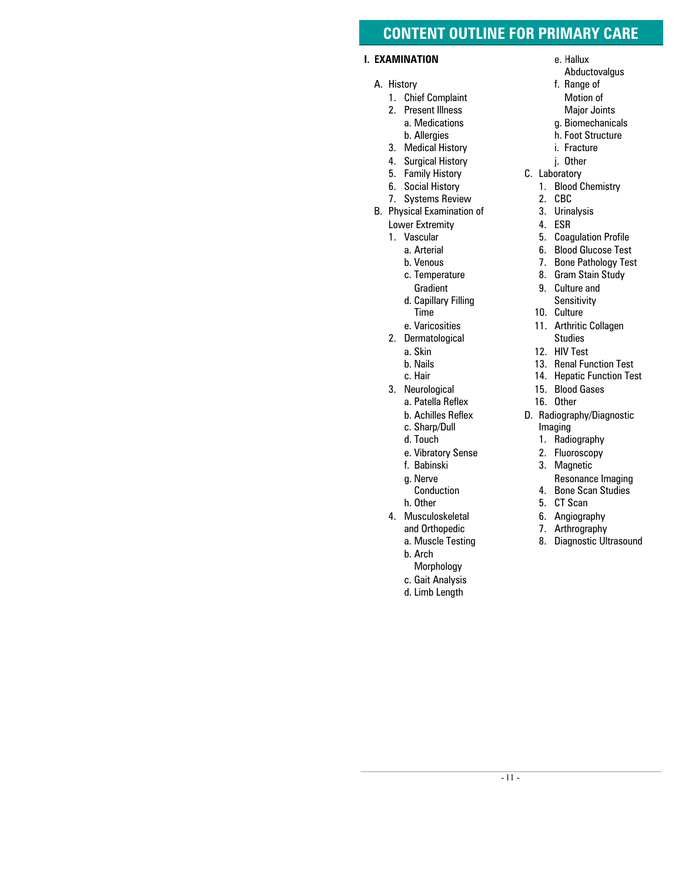# CONTENT OUTLINE FOR PRIMARY CARE

## I. EXAMINATION

- A. History
  1. Chief Complaint
  2. Present Illness
     - a. Medications
     - b. Allergies
  3. Medical History
  4. Surgical History
  5. Family History
  6. Social History
  7. Systems Review
- B. Physical Examination of Lower Extremity
  1. Vascular
     - a. Arterial
     - b. Venous
     - c. Temperature Gradient
     - d. Capillary Filling Time
     - e. Varicosities
  2. Dermatological
     - a. Skin
     - b. Nails
     - c. Hair
  3. Neurological
     - a. Patella Reflex
     - b. Achilles Reflex
     - c. Sharp/Dull
     - d. Touch
     - e. Vibratory Sense
     - f. Babinski
     - g. Nerve Conduction
     - h. Other
  4. Musculoskeletal and Orthopedic
     - a. Muscle Testing
     - b. Arch Morphology
     - c. Gait Analysis
     - d. Limb Length
     - e. Hallux Abductovalgus
     - f. Range of Motion of Major Joints
     - g. Biomechanicals
     - h. Foot Structure
     - i. Fracture
     - j. Other
- C. Laboratory
  1. Blood Chemistry
  2. CBC
  3. Urinalysis
  4. ESR
  5. Coagulation Profile
  6. Blood Glucose Test
  7. Bone Pathology Test
  8. Gram Stain Study
  9. Culture and Sensitivity
  10. Culture
  11. Arthritic Collagen Studies
  12. HIV Test
  13. Renal Function Test
  14. Hepatic Function Test
  15. Blood Gases
  16. Other
- D. Radiography/Diagnostic Imaging
  1. Radiography
  2. Fluoroscopy
  3. Magnetic Resonance Imaging
  4. Bone Scan Studies
  5. CT Scan
  6. Angiography
  7. Arthrography
  8. Diagnostic Ultrasound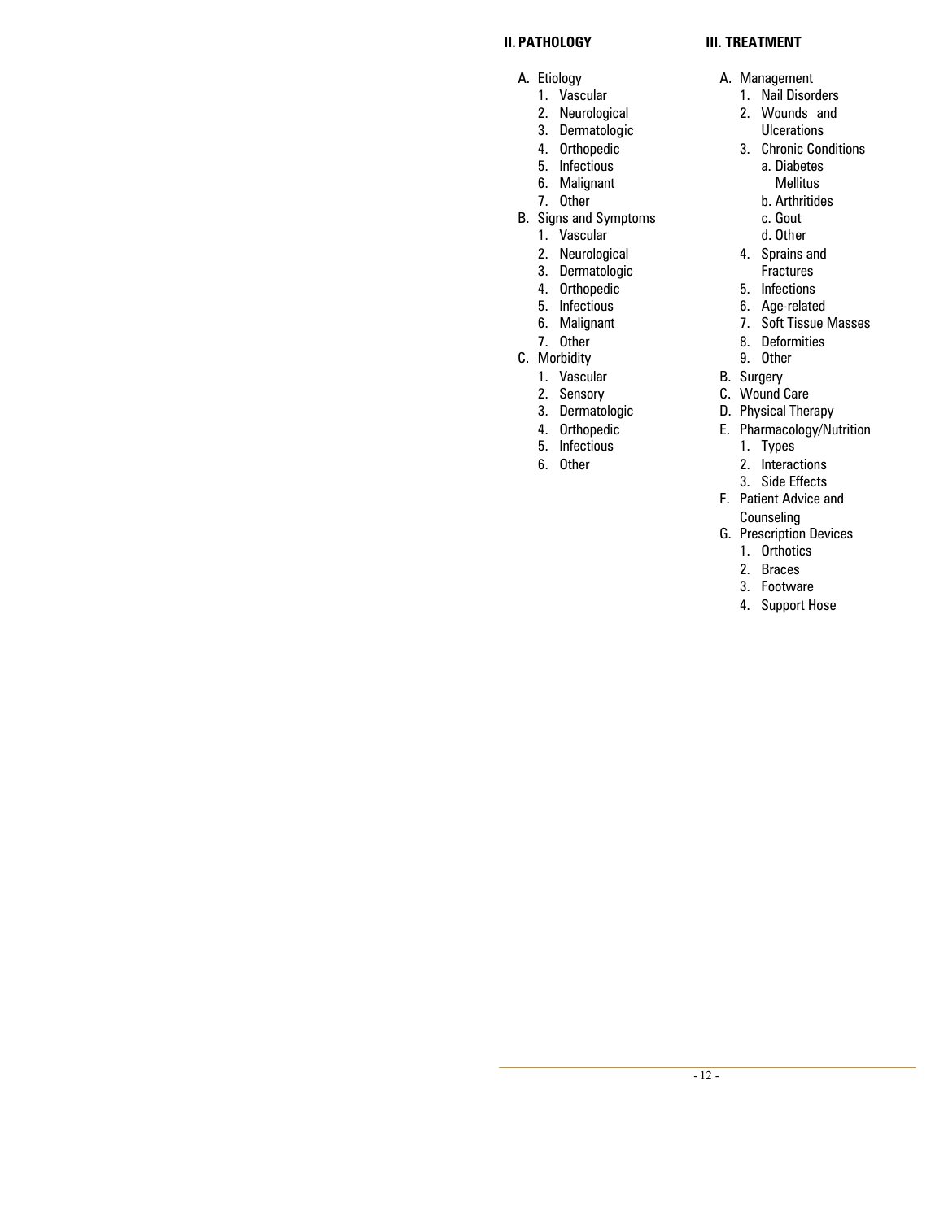## II. PATHOLOGY

A. Etiology
   1. Vascular
   2. Neurological
   3. Dermatologic
   4. Orthopedic
   5. Infectious
   6. Malignant
   7. Other
B. Signs and Symptoms
   1. Vascular
   2. Neurological
   3. Dermatologic
   4. Orthopedic
   5. Infectious
   6. Malignant
   7. Other
C. Morbidity
   1. Vascular
   2. Sensory
   3. Dermatologic
   4. Orthopedic
   5. Infectious
   6. Other

## III. TREATMENT

A. Management
   1. Nail Disorders
   2. Wounds and Ulcerations
   3. Chronic Conditions
      a. Diabetes Mellitus
      b. Arthritides
      c. Gout
      d. Other
   4. Sprains and Fractures
   5. Infections
   6. Age-related
   7. Soft Tissue Masses
   8. Deformities
   9. Other
B. Surgery
C. Wound Care
D. Physical Therapy
E. Pharmacology/Nutrition
   1. Types
   2. Interactions
   3. Side Effects
F. Patient Advice and Counseling
G. Prescription Devices
   1. Orthotics
   2. Braces
   3. Footware
   4. Support Hose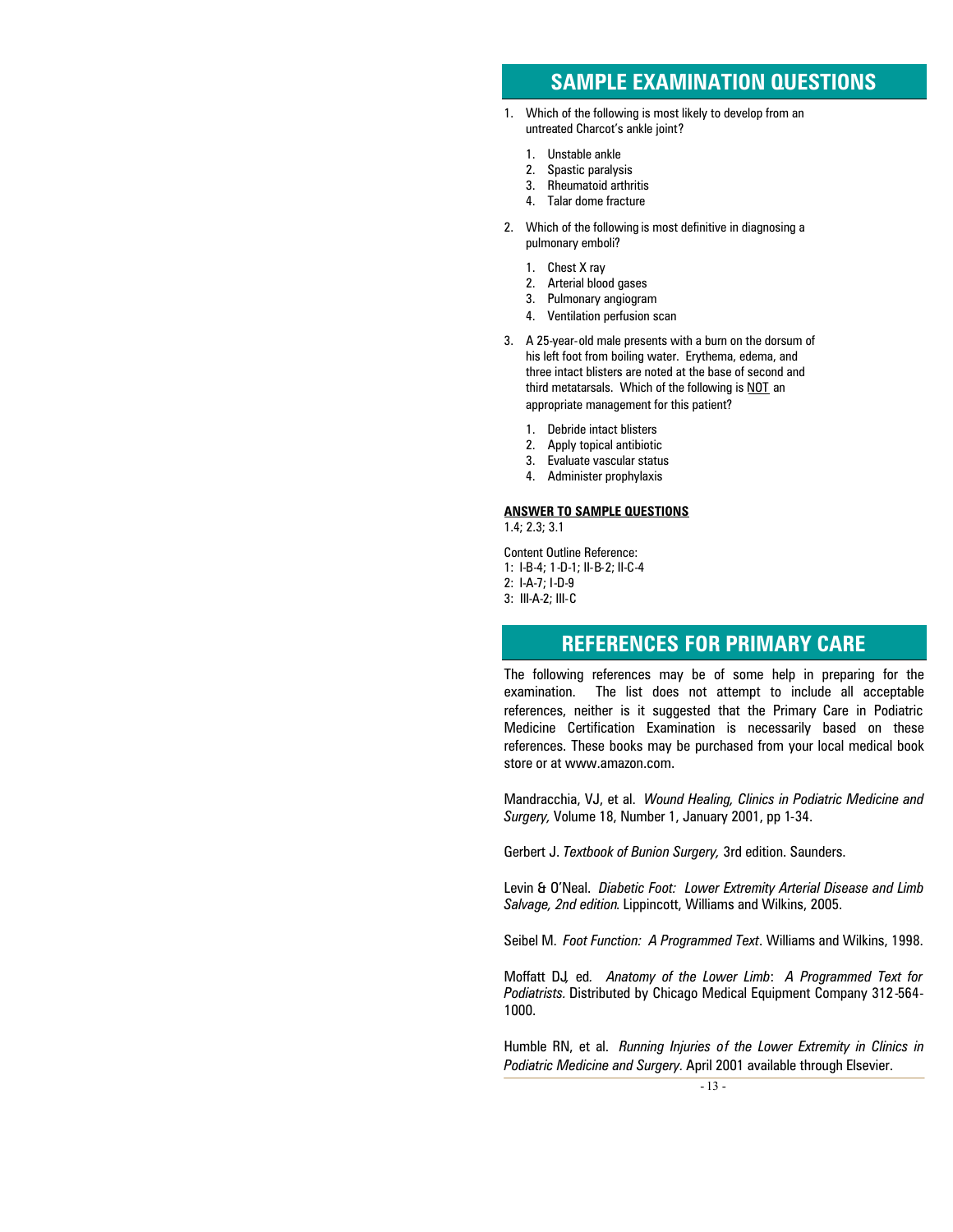## SAMPLE EXAMINATION QUESTIONS

1. Which of the following is most likely to develop from an untreated Charcot's ankle joint?

    1. Unstable ankle
    2. Spastic paralysis
    3. Rheumatoid arthritis
    4. Talar dome fracture

2. Which of the following is most definitive in diagnosing a pulmonary emboli?

    1. Chest X ray
    2. Arterial blood gases
    3. Pulmonary angiogram
    4. Ventilation perfusion scan

3. A 25-year-old male presents with a burn on the dorsum of his left foot from boiling water. Erythema, edema, and three intact blisters are noted at the base of second and third metatarsals. Which of the following is <u>NOT</u> an appropriate management for this patient?

    1. Debride intact blisters
    2. Apply topical antibiotic
    3. Evaluate vascular status
    4. Administer prophylaxis

**ANSWER TO SAMPLE QUESTIONS**

1.4; 2.3; 3.1

Content Outline Reference:
1: I-B-4; 1-D-1; II-B-2; II-C-4
2: I-A-7; I-D-9
3: III-A-2; III-C

## REFERENCES FOR PRIMARY CARE

The following references may be of some help in preparing for the examination. The list does not attempt to include all acceptable references, neither is it suggested that the Primary Care in Podiatric Medicine Certification Examination is necessarily based on these references. These books may be purchased from your local medical book store or at www.amazon.com.

Mandracchia, VJ, et al. *Wound Healing, Clinics in Podiatric Medicine and Surgery,* Volume 18, Number 1, January 2001, pp 1-34.

Gerbert J. *Textbook of Bunion Surgery,* 3rd edition. Saunders.

Levin & O'Neal. *Diabetic Foot: Lower Extremity Arterial Disease and Limb Salvage, 2nd edition*. Lippincott, Williams and Wilkins, 2005.

Seibel M. *Foot Function: A Programmed Text*. Williams and Wilkins, 1998.

Moffatt DJ, ed. *Anatomy of the Lower Limb*: *A Programmed Text for Podiatrists.* Distributed by Chicago Medical Equipment Company 312-564-1000.

Humble RN, et al. *Running Injuries of the Lower Extremity in Clinics in Podiatric Medicine and Surgery.* April 2001 available through Elsevier.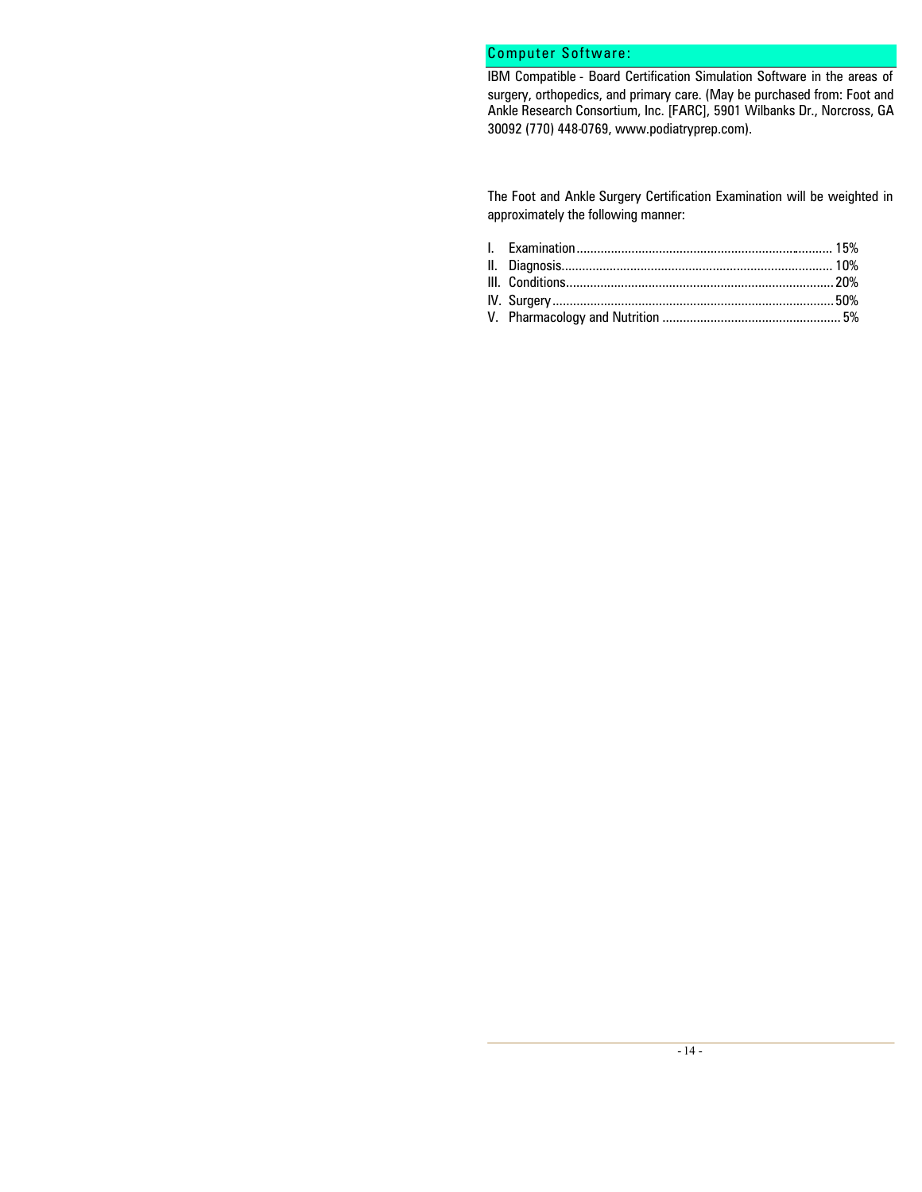## Computer Software:

IBM Compatible - Board Certification Simulation Software in the areas of surgery, orthopedics, and primary care. (May be purchased from: Foot and Ankle Research Consortium, Inc. [FARC], 5901 Wilbanks Dr., Norcross, GA 30092 (770) 448-0769, www.podiatryprep.com).

The Foot and Ankle Surgery Certification Examination will be weighted in approximately the following manner:

I. Examination .......................................................................... 15%
II. Diagnosis.............................................................................. 10%
III. Conditions............................................................................ 20%
IV. Surgery ................................................................................ 50%
V. Pharmacology and Nutrition .................................................... 5%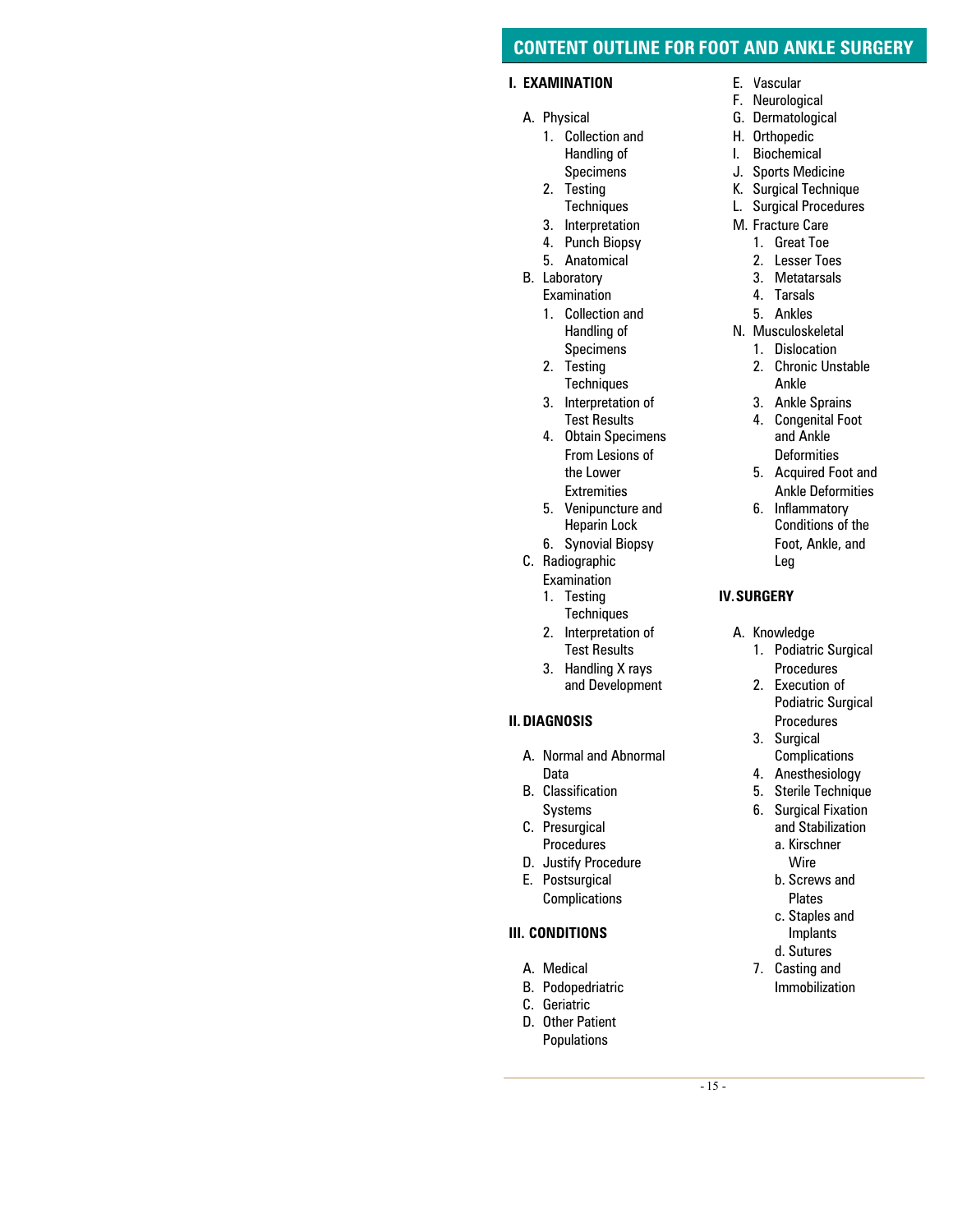## CONTENT OUTLINE FOR FOOT AND ANKLE SURGERY

### I. EXAMINATION

- A. Physical
  1. Collection and Handling of Specimens
  2. Testing Techniques
  3. Interpretation
  4. Punch Biopsy
  5. Anatomical
- B. Laboratory Examination
  1. Collection and Handling of Specimens
  2. Testing Techniques
  3. Interpretation of Test Results
  4. Obtain Specimens From Lesions of the Lower Extremities
  5. Venipuncture and Heparin Lock
  6. Synovial Biopsy
- C. Radiographic Examination
  1. Testing Techniques
  2. Interpretation of Test Results
  3. Handling X rays and Development

### II. DIAGNOSIS

- A. Normal and Abnormal Data
- B. Classification Systems
- C. Presurgical Procedures
- D. Justify Procedure
- E. Postsurgical Complications

### III. CONDITIONS

- A. Medical
- B. Podopedriatric
- C. Geriatric
- D. Other Patient Populations
- E. Vascular
- F. Neurological
- G. Dermatological
- H. Orthopedic
- I. Biochemical
- J. Sports Medicine
- K. Surgical Technique
- L. Surgical Procedures
- M. Fracture Care
  1. Great Toe
  2. Lesser Toes
  3. Metatarsals
  4. Tarsals
  5. Ankles
- N. Musculoskeletal
  1. Dislocation
  2. Chronic Unstable Ankle
  3. Ankle Sprains
  4. Congenital Foot and Ankle Deformities
  5. Acquired Foot and Ankle Deformities
  6. Inflammatory Conditions of the Foot, Ankle, and Leg

### IV. SURGERY

- A. Knowledge
  1. Podiatric Surgical Procedures
  2. Execution of Podiatric Surgical Procedures
  3. Surgical Complications
  4. Anesthesiology
  5. Sterile Technique
  6. Surgical Fixation and Stabilization
     - a. Kirschner Wire
     - b. Screws and Plates
     - c. Staples and Implants
     - d. Sutures
  7. Casting and Immobilization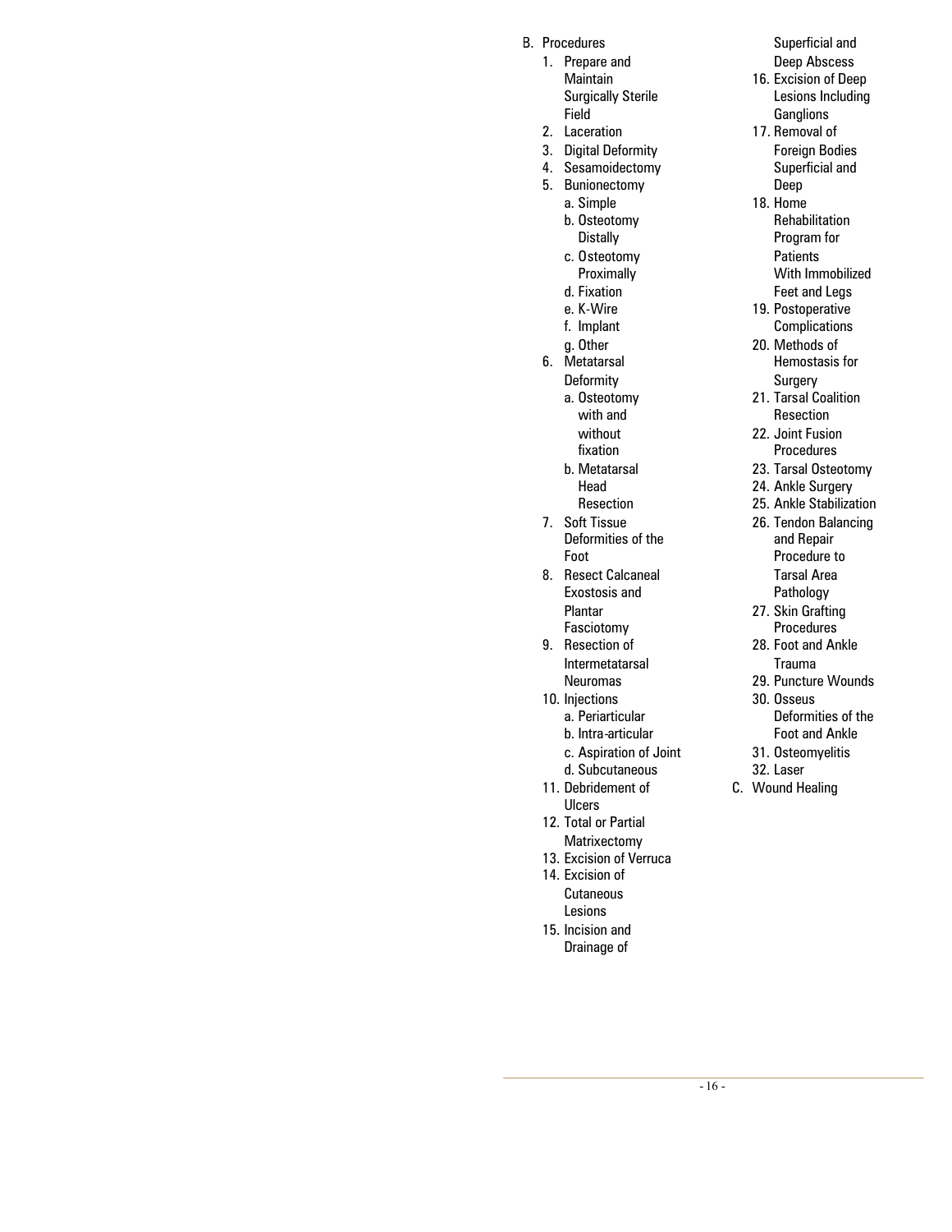B. Procedures
   1. Prepare and Maintain Surgically Sterile Field
   2. Laceration
   3. Digital Deformity
   4. Sesamoidectomy
   5. Bunionectomy
      a. Simple
      b. Osteotomy Distally
      c. Osteotomy Proximally
      d. Fixation
      e. K-Wire
      f. Implant
      g. Other
   6. Metatarsal Deformity
      a. Osteotomy with and without fixation
      b. Metatarsal Head Resection
   7. Soft Tissue Deformities of the Foot
   8. Resect Calcaneal Exostosis and Plantar Fasciotomy
   9. Resection of Intermetatarsal Neuromas
   10. Injections
      a. Periarticular
      b. Intra-articular
      c. Aspiration of Joint
      d. Subcutaneous
   11. Debridement of Ulcers
   12. Total or Partial Matrixectomy
   13. Excision of Verruca
   14. Excision of Cutaneous Lesions
   15. Incision and Drainage of Superficial and Deep Abscess
   16. Excision of Deep Lesions Including Ganglions
   17. Removal of Foreign Bodies Superficial and Deep
   18. Home Rehabilitation Program for Patients With Immobilized Feet and Legs
   19. Postoperative Complications
   20. Methods of Hemostasis for Surgery
   21. Tarsal Coalition Resection
   22. Joint Fusion Procedures
   23. Tarsal Osteotomy
   24. Ankle Surgery
   25. Ankle Stabilization
   26. Tendon Balancing and Repair Procedure to Tarsal Area Pathology
   27. Skin Grafting Procedures
   28. Foot and Ankle Trauma
   29. Puncture Wounds
   30. Osseus Deformities of the Foot and Ankle
   31. Osteomyelitis
   32. Laser

C. Wound Healing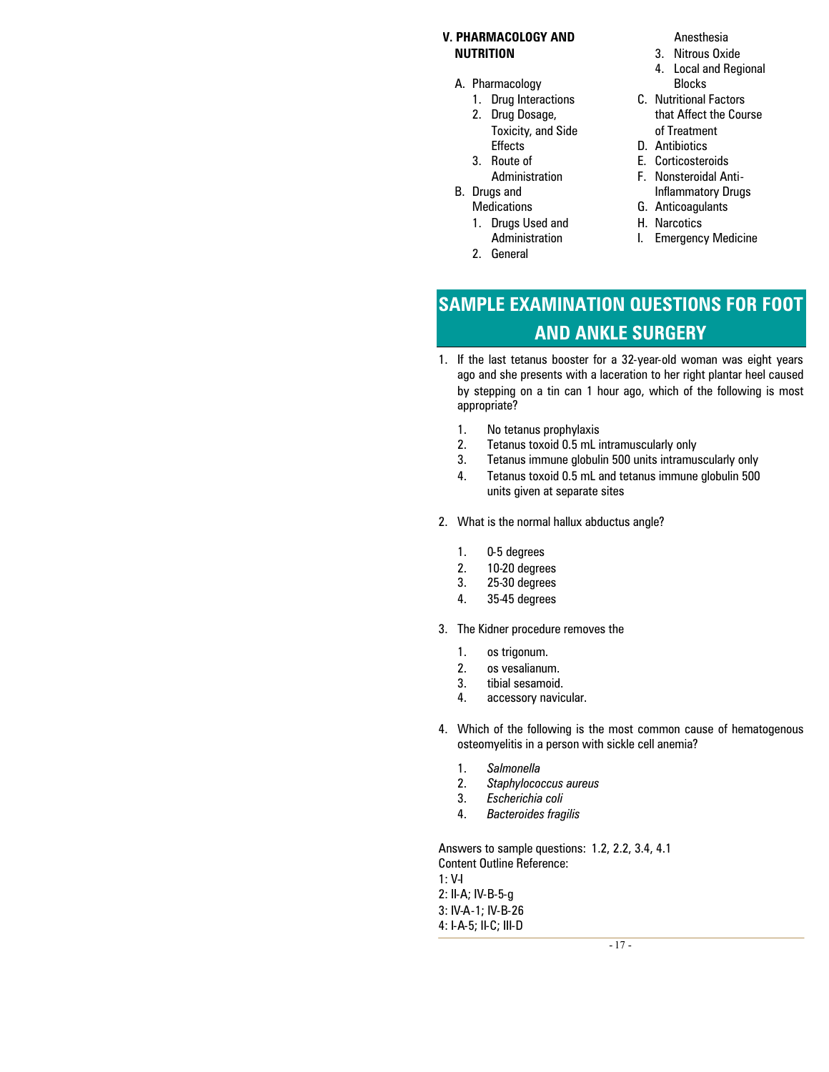## V. PHARMACOLOGY AND NUTRITION

A. Pharmacology
   1. Drug Interactions
   2. Drug Dosage, Toxicity, and Side Effects
   3. Route of Administration

B. Drugs and Medications
   1. Drugs Used and Administration
   2. General Anesthesia
   3. Nitrous Oxide
   4. Local and Regional Blocks

C. Nutritional Factors that Affect the Course of Treatment

D. Antibiotics

E. Corticosteroids

F. Nonsteroidal Anti-Inflammatory Drugs

G. Anticoagulants

H. Narcotics

I. Emergency Medicine

## SAMPLE EXAMINATION QUESTIONS FOR FOOT AND ANKLE SURGERY

1. If the last tetanus booster for a 32-year-old woman was eight years ago and she presents with a laceration to her right plantar heel caused by stepping on a tin can 1 hour ago, which of the following is most appropriate?

   1. No tetanus prophylaxis
   2. Tetanus toxoid 0.5 mL intramuscularly only
   3. Tetanus immune globulin 500 units intramuscularly only
   4. Tetanus toxoid 0.5 mL and tetanus immune globulin 500 units given at separate sites

2. What is the normal hallux abductus angle?

   1. 0-5 degrees
   2. 10-20 degrees
   3. 25-30 degrees
   4. 35-45 degrees

3. The Kidner procedure removes the

   1. os trigonum.
   2. os vesalianum.
   3. tibial sesamoid.
   4. accessory navicular.

4. Which of the following is the most common cause of hematogenous osteomyelitis in a person with sickle cell anemia?

   1. *Salmonella*
   2. *Staphylococcus aureus*
   3. *Escherichia coli*
   4. *Bacteroides fragilis*

Answers to sample questions: 1.2, 2.2, 3.4, 4.1

Content Outline Reference:

1: V-I

2: II-A; IV-B-5-g

3: IV-A-1; IV-B-26

4: I-A-5; II-C; III-D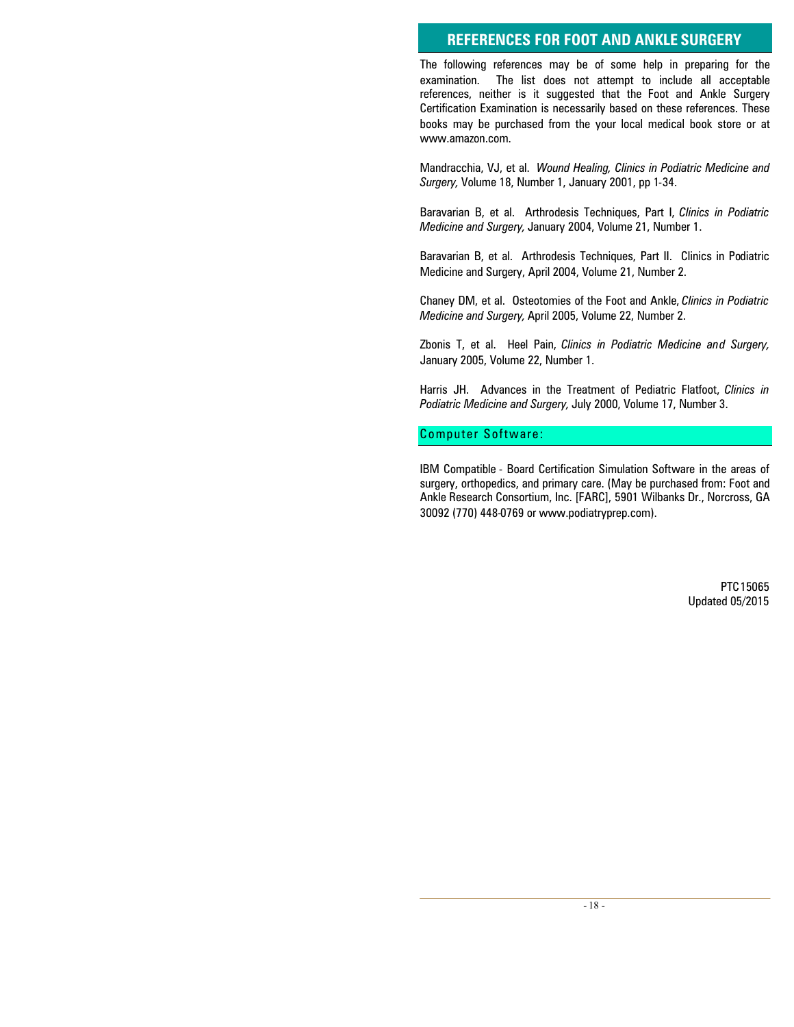## REFERENCES FOR FOOT AND ANKLE SURGERY

The following references may be of some help in preparing for the examination. The list does not attempt to include all acceptable references, neither is it suggested that the Foot and Ankle Surgery Certification Examination is necessarily based on these references. These books may be purchased from the your local medical book store or at www.amazon.com.

Mandracchia, VJ, et al. *Wound Healing, Clinics in Podiatric Medicine and Surgery,* Volume 18, Number 1, January 2001, pp 1-34.

Baravarian B, et al. Arthrodesis Techniques, Part I, *Clinics in Podiatric Medicine and Surgery,* January 2004, Volume 21, Number 1.

Baravarian B, et al. Arthrodesis Techniques, Part II. Clinics in Podiatric Medicine and Surgery, April 2004, Volume 21, Number 2.

Chaney DM, et al. Osteotomies of the Foot and Ankle, *Clinics in Podiatric Medicine and Surgery,* April 2005, Volume 22, Number 2.

Zbonis T, et al. Heel Pain, *Clinics in Podiatric Medicine and Surgery,* January 2005, Volume 22, Number 1.

Harris JH. Advances in the Treatment of Pediatric Flatfoot, *Clinics in Podiatric Medicine and Surgery,* July 2000, Volume 17, Number 3.

### Computer Software:

IBM Compatible - Board Certification Simulation Software in the areas of surgery, orthopedics, and primary care. (May be purchased from: Foot and Ankle Research Consortium, Inc. [FARC], 5901 Wilbanks Dr., Norcross, GA 30092 (770) 448-0769 or www.podiatryprep.com).

PTC15065
Updated 05/2015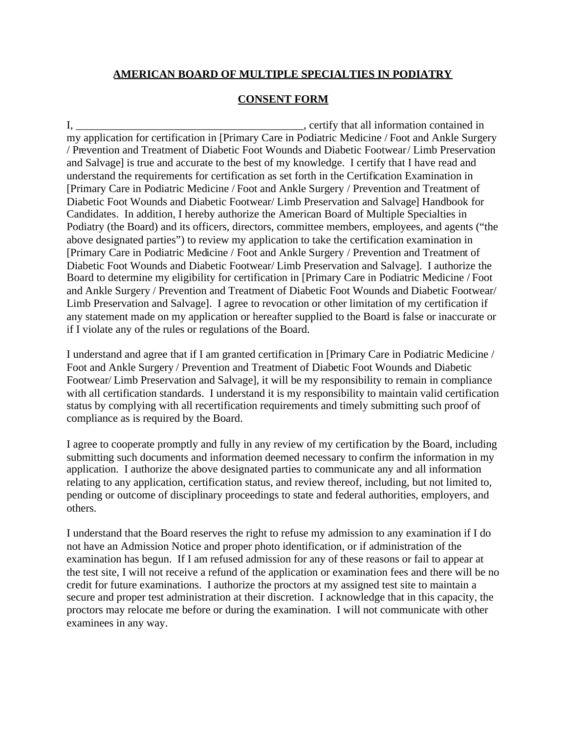**AMERICAN BOARD OF MULTIPLE SPECIALTIES IN PODIATRY**

**CONSENT FORM**

I, \_\_\_\_\_\_\_\_\_\_\_\_\_\_\_\_\_\_\_\_\_\_\_\_\_\_\_\_\_\_\_\_\_\_\_\_\_\_\_\_\_, certify that all information contained in my application for certification in [Primary Care in Podiatric Medicine / Foot and Ankle Surgery / Prevention and Treatment of Diabetic Foot Wounds and Diabetic Footwear/ Limb Preservation and Salvage] is true and accurate to the best of my knowledge. I certify that I have read and understand the requirements for certification as set forth in the Certification Examination in [Primary Care in Podiatric Medicine / Foot and Ankle Surgery / Prevention and Treatment of Diabetic Foot Wounds and Diabetic Footwear/ Limb Preservation and Salvage] Handbook for Candidates. In addition, I hereby authorize the American Board of Multiple Specialties in Podiatry (the Board) and its officers, directors, committee members, employees, and agents ("the above designated parties") to review my application to take the certification examination in [Primary Care in Podiatric Medicine / Foot and Ankle Surgery / Prevention and Treatment of Diabetic Foot Wounds and Diabetic Footwear/ Limb Preservation and Salvage]. I authorize the Board to determine my eligibility for certification in [Primary Care in Podiatric Medicine / Foot and Ankle Surgery / Prevention and Treatment of Diabetic Foot Wounds and Diabetic Footwear/ Limb Preservation and Salvage]. I agree to revocation or other limitation of my certification if any statement made on my application or hereafter supplied to the Board is false or inaccurate or if I violate any of the rules or regulations of the Board.

I understand and agree that if I am granted certification in [Primary Care in Podiatric Medicine / Foot and Ankle Surgery / Prevention and Treatment of Diabetic Foot Wounds and Diabetic Footwear/ Limb Preservation and Salvage], it will be my responsibility to remain in compliance with all certification standards. I understand it is my responsibility to maintain valid certification status by complying with all recertification requirements and timely submitting such proof of compliance as is required by the Board.

I agree to cooperate promptly and fully in any review of my certification by the Board, including submitting such documents and information deemed necessary to confirm the information in my application. I authorize the above designated parties to communicate any and all information relating to any application, certification status, and review thereof, including, but not limited to, pending or outcome of disciplinary proceedings to state and federal authorities, employers, and others.

I understand that the Board reserves the right to refuse my admission to any examination if I do not have an Admission Notice and proper photo identification, or if administration of the examination has begun. If I am refused admission for any of these reasons or fail to appear at the test site, I will not receive a refund of the application or examination fees and there will be no credit for future examinations. I authorize the proctors at my assigned test site to maintain a secure and proper test administration at their discretion. I acknowledge that in this capacity, the proctors may relocate me before or during the examination. I will not communicate with other examinees in any way.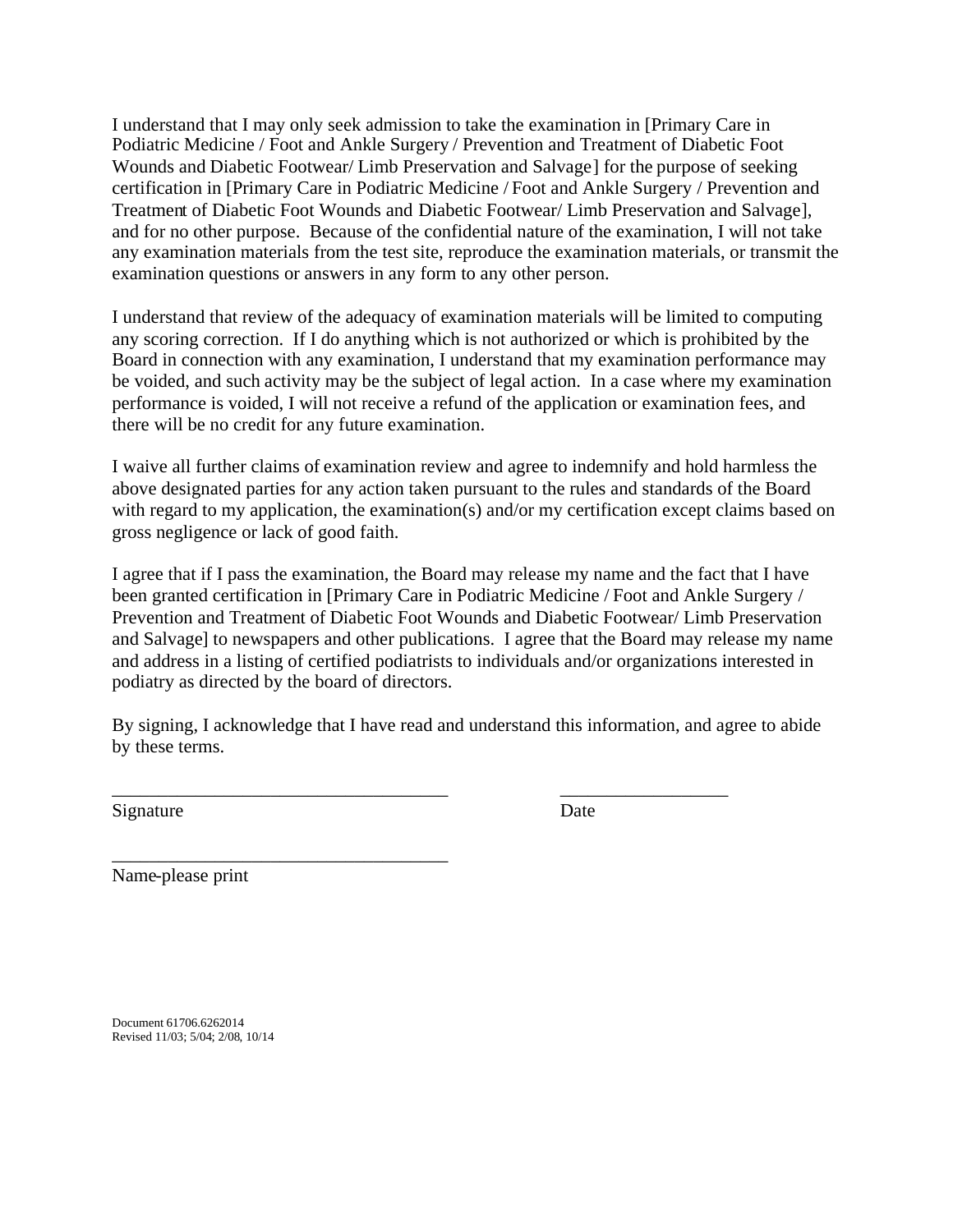I understand that I may only seek admission to take the examination in [Primary Care in Podiatric Medicine / Foot and Ankle Surgery / Prevention and Treatment of Diabetic Foot Wounds and Diabetic Footwear/ Limb Preservation and Salvage] for the purpose of seeking certification in [Primary Care in Podiatric Medicine / Foot and Ankle Surgery / Prevention and Treatment of Diabetic Foot Wounds and Diabetic Footwear/ Limb Preservation and Salvage], and for no other purpose. Because of the confidential nature of the examination, I will not take any examination materials from the test site, reproduce the examination materials, or transmit the examination questions or answers in any form to any other person.

I understand that review of the adequacy of examination materials will be limited to computing any scoring correction. If I do anything which is not authorized or which is prohibited by the Board in connection with any examination, I understand that my examination performance may be voided, and such activity may be the subject of legal action. In a case where my examination performance is voided, I will not receive a refund of the application or examination fees, and there will be no credit for any future examination.

I waive all further claims of examination review and agree to indemnify and hold harmless the above designated parties for any action taken pursuant to the rules and standards of the Board with regard to my application, the examination(s) and/or my certification except claims based on gross negligence or lack of good faith.

I agree that if I pass the examination, the Board may release my name and the fact that I have been granted certification in [Primary Care in Podiatric Medicine / Foot and Ankle Surgery / Prevention and Treatment of Diabetic Foot Wounds and Diabetic Footwear/ Limb Preservation and Salvage] to newspapers and other publications. I agree that the Board may release my name and address in a listing of certified podiatrists to individuals and/or organizations interested in podiatry as directed by the board of directors.

By signing, I acknowledge that I have read and understand this information, and agree to abide by these terms.

___________________________________ __________________

Signature Date

___________________________________

Name-please print

Document 61706.6262014
Revised 11/03; 5/04; 2/08, 10/14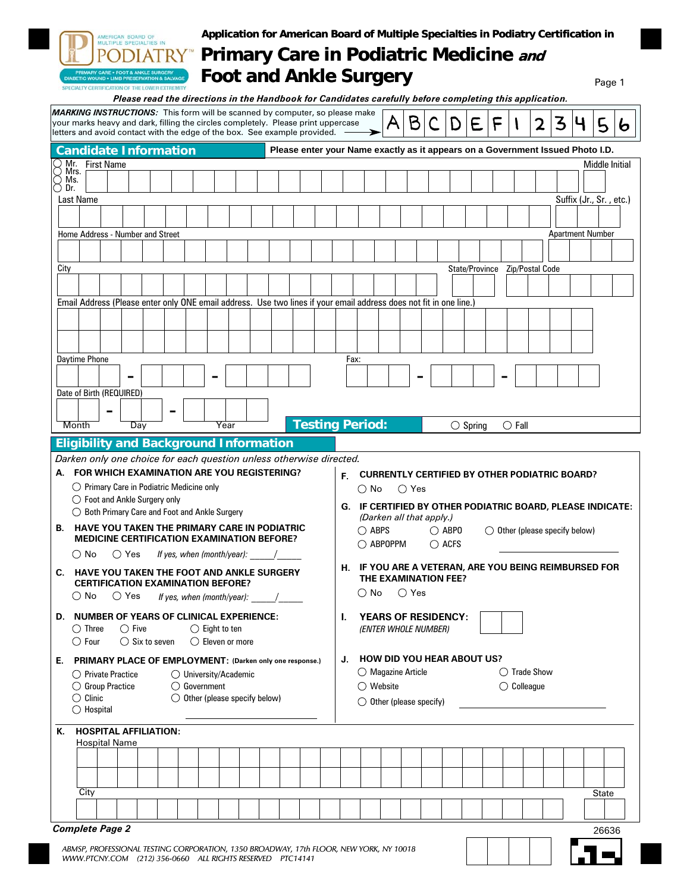Application for American Board of Multiple Specialties in Podiatry Certification in

# Primary Care in Podiatric Medicine *and* Foot and Ankle Surgery

AMERICAN BOARD OF MULTIPLE SPECIALTIES IN PODIATRY™
PRIMARY CARE • FOOT & ANKLE SURGERY
DIABETIC WOUND • LIMB PRESERVATION & SALVAGE
SPECIALTY CERTIFICATION OF THE LOWER EXTREMITY

***Please read the directions in the Handbook for Candidates carefully before completing this application.***

***MARKING INSTRUCTIONS:*** This form will be scanned by computer, so please make your marks heavy and dark, filling the circles completely. Please print uppercase letters and avoid contact with the edge of the box. See example provided. → A B C D E F 1 2 3 4 5 6

## Candidate Information

**Please enter your Name exactly as it appears on a Government Issued Photo I.D.**

○ Mr. ○ Mrs. ○ Ms. ○ Dr.

First Name ____________ Middle Initial ____

Last Name ____________ Suffix (Jr., Sr., etc.) ____

Home Address - Number and Street ____________ Apartment Number ____

City ____________ State/Province ____ Zip/Postal Code ____

Email Address (Please enter only ONE email address. Use two lines if your email address does not fit in one line.)

____________

____________

Daytime Phone ___ - ___ - ____ Fax: ___ - ___ - ____

Date of Birth (REQUIRED) __ - __ - ____
Month Day Year

**Testing Period:** ○ Spring ○ Fall

## Eligibility and Background Information

*Darken only one choice for each question unless otherwise directed.*

**A. FOR WHICH EXAMINATION ARE YOU REGISTERING?**
- ○ Primary Care in Podiatric Medicine only
- ○ Foot and Ankle Surgery only
- ○ Both Primary Care and Foot and Ankle Surgery

**B. HAVE YOU TAKEN THE PRIMARY CARE IN PODIATRIC MEDICINE CERTIFICATION EXAMINATION BEFORE?**

○ No ○ Yes *If yes, when (month/year):* _____/_____

**C. HAVE YOU TAKEN THE FOOT AND ANKLE SURGERY CERTIFICATION EXAMINATION BEFORE?**

○ No ○ Yes *If yes, when (month/year):* _____/_____

**D. NUMBER OF YEARS OF CLINICAL EXPERIENCE:**

○ Three ○ Five ○ Eight to ten
○ Four ○ Six to seven ○ Eleven or more

**E. PRIMARY PLACE OF EMPLOYMENT:** **(Darken only one response.)**

○ Private Practice ○ University/Academic
○ Group Practice ○ Government
○ Clinic ○ Other (please specify below)
○ Hospital

____________

**F. CURRENTLY CERTIFIED BY OTHER PODIATRIC BOARD?**

○ No ○ Yes

**G. IF CERTIFIED BY OTHER PODIATRIC BOARD, PLEASE INDICATE:** *(Darken all that apply.)*

○ ABPS ○ ABPO ○ Other (please specify below)
○ ABPOPPM ○ ACFS

____________

**H. IF YOU ARE A VETERAN, ARE YOU BEING REIMBURSED FOR THE EXAMINATION FEE?**

○ No ○ Yes

**I. YEARS OF RESIDENCY:** ____
*(ENTER WHOLE NUMBER)*

**J. HOW DID YOU HEAR ABOUT US?**

○ Magazine Article ○ Trade Show
○ Website ○ Colleague
○ Other (please specify) ____________

**K. HOSPITAL AFFILIATION:**

Hospital Name ____________

____________

City ____________ State ____

***Complete Page 2***

26636

*ABMSP, PROFESSIONAL TESTING CORPORATION, 1350 BROADWAY, 17th FLOOR, NEW YORK, NY 10018*
*WWW.PTCNY.COM (212) 356-0660 ALL RIGHTS RESERVED PTC14141*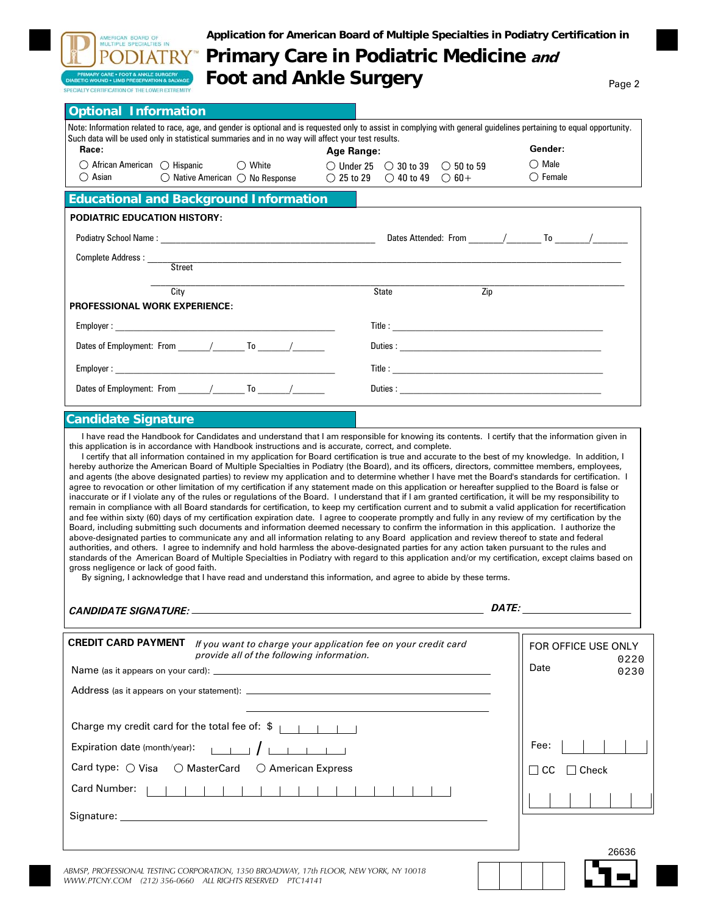Application for American Board of Multiple Specialties in Podiatry Certification in

# Primary Care in Podiatric Medicine *and* Foot and Ankle Surgery

## Optional Information

Note: Information related to race, age, and gender is optional and is requested only to assist in complying with general guidelines pertaining to equal opportunity. Such data will be used only in statistical summaries and in no way will affect your test results.

**Race:**
- ◯ African American
- ◯ Hispanic
- ◯ White
- ◯ Asian
- ◯ Native American
- ◯ No Response

**Age Range:**
- ◯ Under 25
- ◯ 25 to 29
- ◯ 30 to 39
- ◯ 40 to 49
- ◯ 50 to 59
- ◯ 60+

**Gender:**
- ◯ Male
- ◯ Female

## Educational and Background Information

**PODIATRIC EDUCATION HISTORY:**

Podiatry School Name : ______________________ Dates Attended: From ____/____ To ____/____

Complete Address : ______________________________________
Street

______________________________________
City State Zip

**PROFESSIONAL WORK EXPERIENCE:**

Employer : ______________________ Title : ______________________

Dates of Employment: From ____/____ To ____/____ Duties : ______________________

Employer : ______________________ Title : ______________________

Dates of Employment: From ____/____ To ____/____ Duties : ______________________

## Candidate Signature

I have read the Handbook for Candidates and understand that I am responsible for knowing its contents. I certify that the information given in this application is in accordance with Handbook instructions and is accurate, correct, and complete.

I certify that all information contained in my application for Board certification is true and accurate to the best of my knowledge. In addition, I hereby authorize the American Board of Multiple Specialties in Podiatry (the Board), and its officers, directors, committee members, employees, and agents (the above designated parties) to review my application and to determine whether I have met the Board's standards for certification. I agree to revocation or other limitation of my certification if any statement made on this application or hereafter supplied to the Board is false or inaccurate or if I violate any of the rules or regulations of the Board. I understand that if I am granted certification, it will be my responsibility to remain in compliance with all Board standards for certification, to keep my certification current and to submit a valid application for recertification and fee within sixty (60) days of my certification expiration date. I agree to cooperate promptly and fully in any review of my certification by the Board, including submitting such documents and information deemed necessary to confirm the information in this application. I authorize the above-designated parties to communicate any and all information relating to any Board application and review thereof to state and federal authorities, and others. I agree to indemnify and hold harmless the above-designated parties for any action taken pursuant to the rules and standards of the American Board of Multiple Specialties in Podiatry with regard to this application and/or my certification, except claims based on gross negligence or lack of good faith.

By signing, I acknowledge that I have read and understand this information, and agree to abide by these terms.

***CANDIDATE SIGNATURE:*** ______________________ ***DATE:*** ____________

**CREDIT CARD PAYMENT** *If you want to charge your application fee on your credit card provide all of the following information.*

Name (as it appears on your card): ______________________

Address (as it appears on your statement): ______________________

Charge my credit card for the total fee of: $ ____

Expiration date (month/year): ____ / ____

Card type: ◯ Visa ◯ MasterCard ◯ American Express

Card Number: ______________________

Signature: ______________________

FOR OFFICE USE ONLY

Date 0220 0230

Fee: ____

☐ CC ☐ Check

26636

ABMSP, PROFESSIONAL TESTING CORPORATION, 1350 BROADWAY, 17th FLOOR, NEW YORK, NY 10018
WWW.PTCNY.COM (212) 356-0660 ALL RIGHTS RESERVED PTC14141